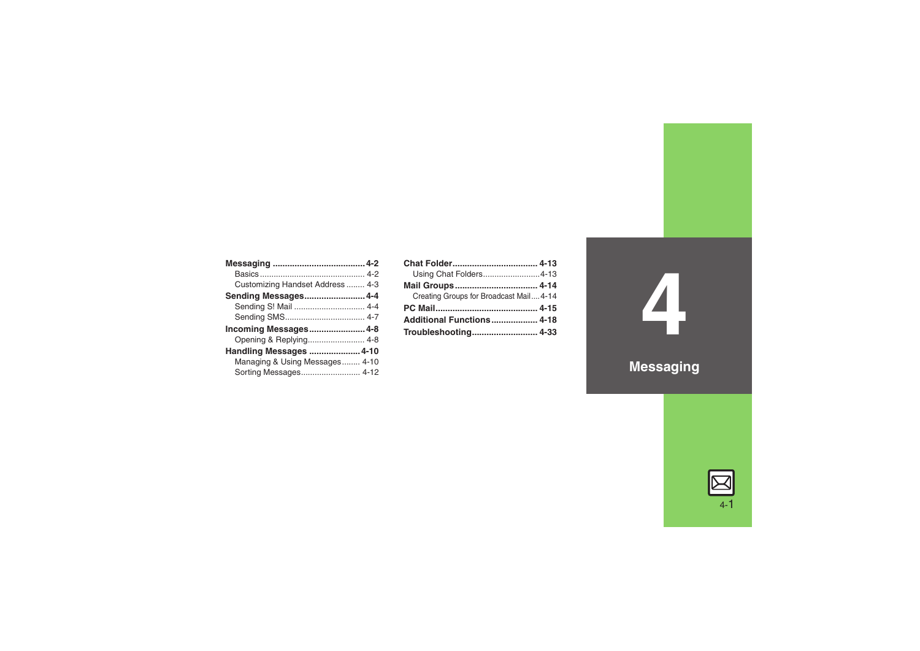# 4 Messaging

**Messaging** ........................................ 4-2
- Basics ........................................ 4-2
- Customizing Handset Address ........ 4-3

**Sending Messages** ........................ 4-4
- Sending S! Mail ............................ 4-4
- Sending SMS ................................ 4-7

**Incoming Messages** ...................... 4-8
- Opening & Replying ...................... 4-8

**Handling Messages** ...................... 4-10
- Managing & Using Messages ........ 4-10
- Sorting Messages .......................... 4-12

**Chat Folder** .................................. 4-13
- Using Chat Folders ........................ 4-13

**Mail Groups** .................................. 4-14
- Creating Groups for Broadcast Mail .... 4-14

**PC Mail** ........................................ 4-15

**Additional Functions** .................. 4-18

**Troubleshooting** .......................... 4-33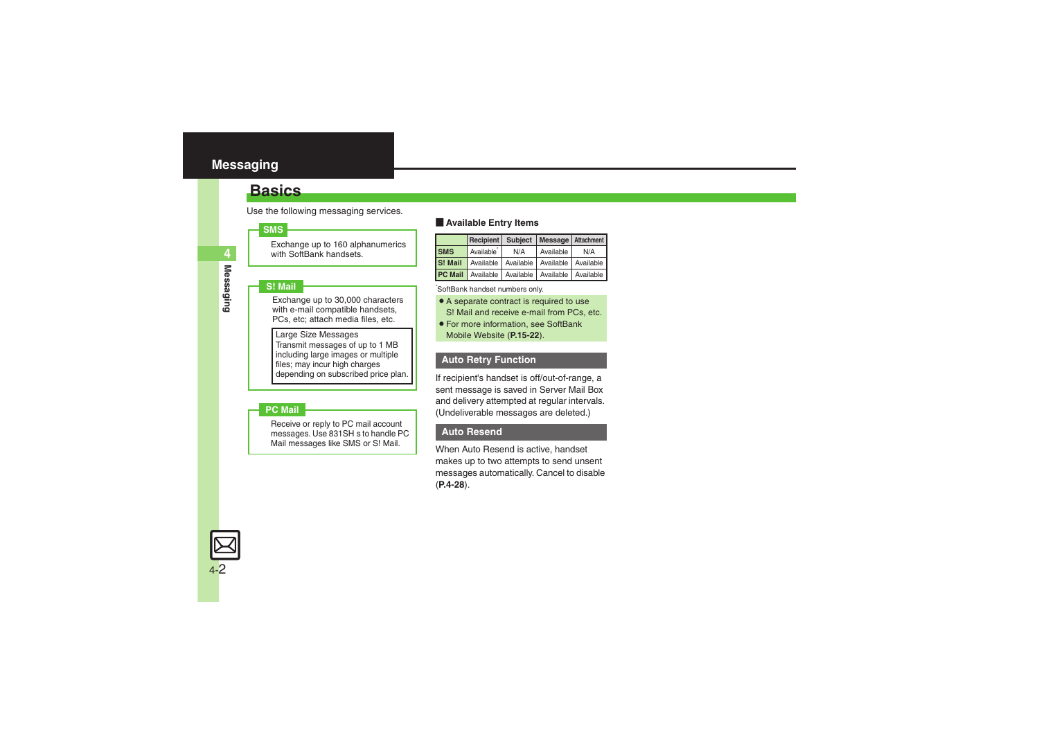# Messaging

## Basics

Use the following messaging services.

**SMS**

Exchange up to 160 alphanumerics with SoftBank handsets.

**S! Mail**

Exchange up to 30,000 characters with e-mail compatible handsets, PCs, etc; attach media files, etc.

> Large Size Messages
> Transmit messages of up to 1 MB including large images or multiple files; may incur high charges depending on subscribed price plan.

**PC Mail**

Receive or reply to PC mail account messages. Use 831SH s to handle PC Mail messages like SMS or S! Mail.

### Available Entry Items

| | Recipient | Subject | Message | Attachment |
|---|---|---|---|---|
| SMS | Available* | N/A | Available | N/A |
| S! Mail | Available | Available | Available | Available |
| PC Mail | Available | Available | Available | Available |

*SoftBank handset numbers only.

- A separate contract is required to use S! Mail and receive e-mail from PCs, etc.
- For more information, see SoftBank Mobile Website (**P.15-22**).

### Auto Retry Function

If recipient's handset is off/out-of-range, a sent message is saved in Server Mail Box and delivery attempted at regular intervals. (Undeliverable messages are deleted.)

### Auto Resend

When Auto Resend is active, handset makes up to two attempts to send unsent messages automatically. Cancel to disable (**P.4-28**).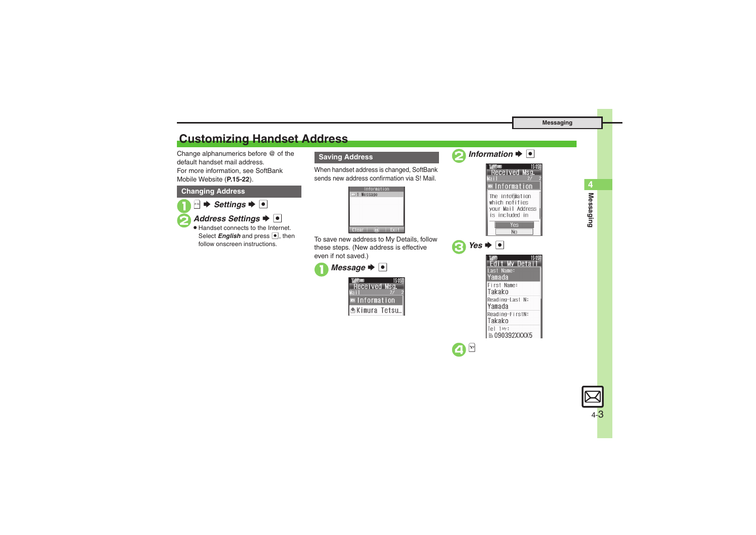# Customizing Handset Address

Change alphanumerics before @ of the default handset mail address.
For more information, see SoftBank Mobile Website (**P.15-22**).

## Changing Address

1. ✉ ➡ *Settings* ➡ ●
2. *Address Settings* ➡ ●
   - Handset connects to the Internet. Select ***English*** and press ●, then follow onscreen instructions.

## Saving Address

When handset address is changed, SoftBank sends new address confirmation via S! Mail.

To save new address to My Details, follow these steps. (New address is effective even if not saved.)

1. *Message* ➡ ●
2. *Information* ➡ ●
3. *Yes* ➡ ●
4. ✉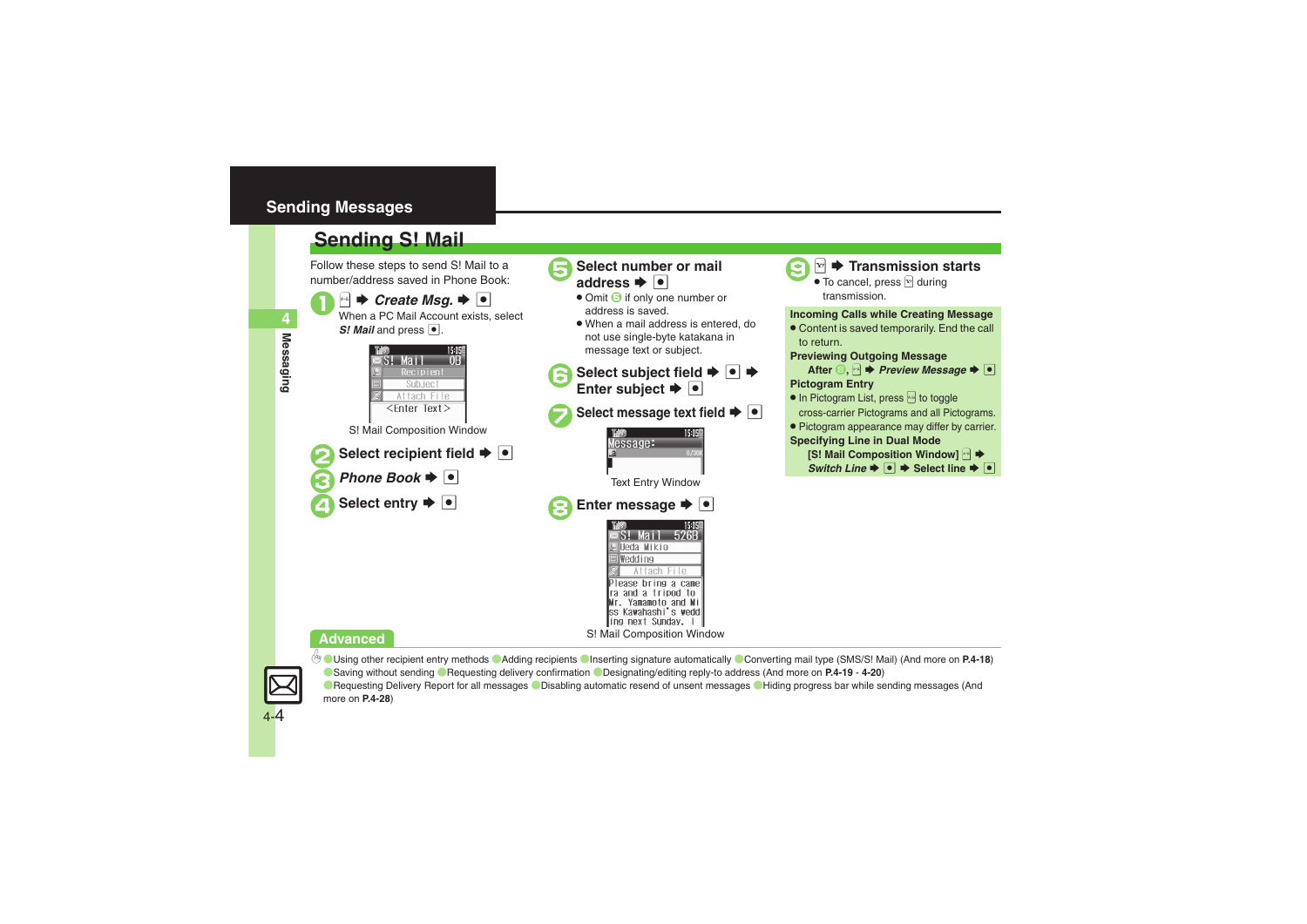# Sending Messages

## Sending S! Mail

Follow these steps to send S! Mail to a number/address saved in Phone Book:

**1** ✉ ➡ ***Create Msg.*** ➡ ●

When a PC Mail Account exists, select ***S! Mail*** and press ●.

S! Mail Composition Window

**2** **Select recipient field** ➡ ●

**3** ***Phone Book*** ➡ ●

**4** **Select entry** ➡ ●

**5** **Select number or mail address** ➡ ●

- Omit 5 if only one number or address is saved.
- When a mail address is entered, do not use single-byte katakana in message text or subject.

**6** **Select subject field** ➡ ● ➡ **Enter subject** ➡ ●

**7** **Select message text field** ➡ ●

Text Entry Window

**8** **Enter message** ➡ ●

S! Mail Composition Window

**9** ✉ ➡ **Transmission starts**

- To cancel, press ✉ during transmission.

**Incoming Calls while Creating Message**

- Content is saved temporarily. End the call to return.

**Previewing Outgoing Message**

**After 8, ✉ ➡ *Preview Message* ➡ ●**

**Pictogram Entry**

- In Pictogram List, press ✉ to toggle cross-carrier Pictograms and all Pictograms.
- Pictogram appearance may differ by carrier.

**Specifying Line in Dual Mode**

**[S! Mail Composition Window] ✉ ➡ *Switch Line* ➡ ● ➡ Select line ➡ ●**

### Advanced

Using other recipient entry methods ● Adding recipients ● Inserting signature automatically ● Converting mail type (SMS/S! Mail) (And more on **P.4-18**)
● Saving without sending ● Requesting delivery confirmation ● Designating/editing reply-to address (And more on **P.4-19** - **4-20**)
● Requesting Delivery Report for all messages ● Disabling automatic resend of unsent messages ● Hiding progress bar while sending messages (And more on **P.4-28**)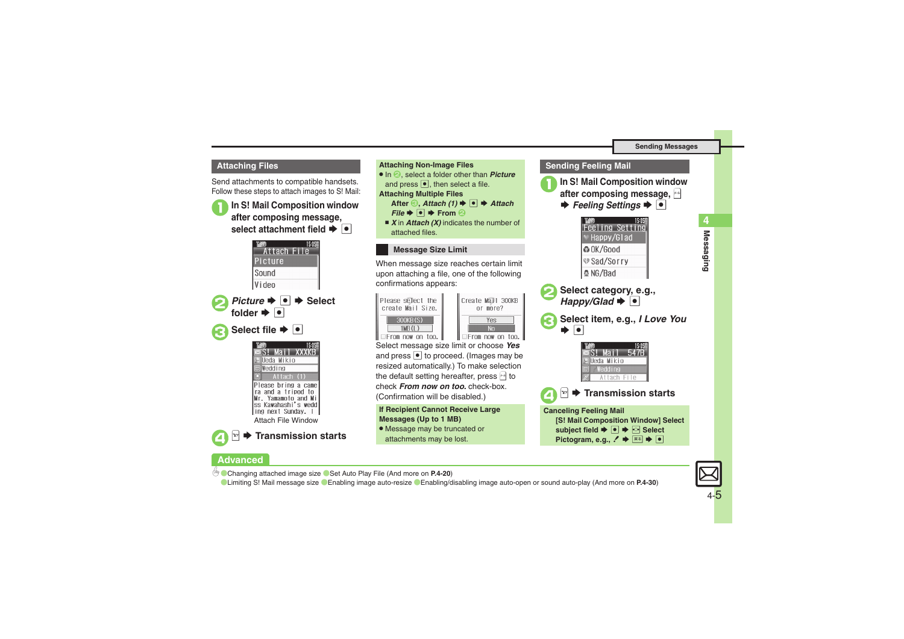## Attaching Files

Send attachments to compatible handsets.
Follow these steps to attach images to S! Mail:

1. **In S! Mail Composition window after composing message, select attachment field ➡ ●**

   Attach File
   Picture
   Sound
   Video

2. ***Picture* ➡ ● ➡ Select folder ➡ ●**

3. **Select file ➡ ●**

   Attach File Window

4. **✉ ➡ Transmission starts**

**Attaching Non-Image Files**

- In 2, select a folder other than ***Picture*** and press ●, then select a file.

**Attaching Multiple Files**

After 3, ***Attach (1)*** ➡ ● ➡ ***Attach File*** ➡ ● ➡ From 2

- ***X*** in ***Attach (X)*** indicates the number of attached files.

### Message Size Limit

When message size reaches certain limit upon attaching a file, one of the following confirmations appears:

Select message size limit or choose ***Yes*** and press ● to proceed. (Images may be resized automatically.) To make selection the default setting hereafter, press ✉ to check ***From now on too.*** check-box. (Confirmation will be disabled.)

**If Recipient Cannot Receive Large Messages (Up to 1 MB)**

- Message may be truncated or attachments may be lost.

## Sending Feeling Mail

1. **In S! Mail Composition window after composing message, ✉ ➡ *Feeling Settings* ➡ ●**

   Feeling Setting
   Happy/Glad
   OK/Good
   Sad/Sorry
   NG/Bad

2. **Select category, e.g., *Happy/Glad* ➡ ●**

3. **Select item, e.g., *I Love You* ➡ ●**

4. **✉ ➡ Transmission starts**

**Canceling Feeling Mail**

**[S! Mail Composition Window] Select subject field ➡ ● ➡ ✉ Select Pictogram, e.g., ✐ ➡ ✉ ➡ ●**

## Advanced

- Changing attached image size
- Set Auto Play File (And more on **P.4-20**)
- Limiting S! Mail message size
- Enabling image auto-resize
- Enabling/disabling image auto-open or sound auto-play (And more on **P.4-30**)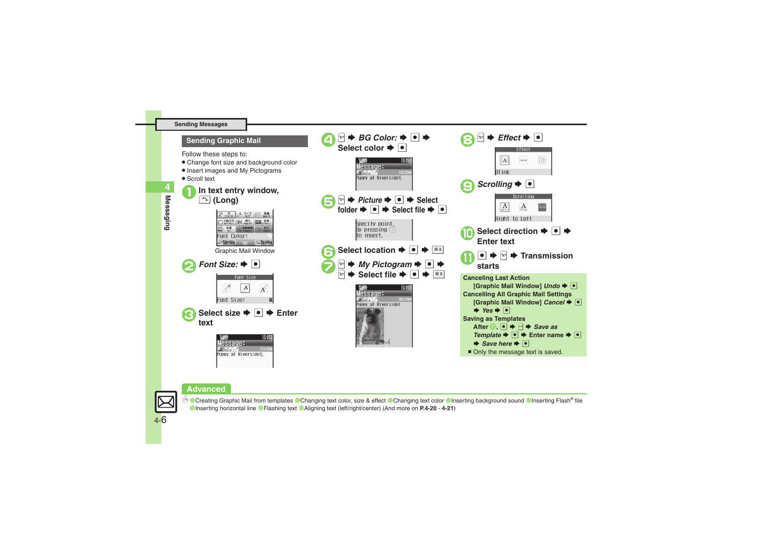## Sending Graphic Mail

Follow these steps to:

- Change font size and background color
- Insert images and My Pictograms
- Scroll text

1. In text entry window, ⤺ (Long)

Graphic Mail Window

2. *Font Size:* ➡ ●
3. Select size ➡ ● ➡ Enter text
4. ☒ ➡ *BG Color:* ➡ ● ➡ Select color ➡ ●
5. ☒ ➡ *Picture* ➡ ● ➡ Select folder ➡ ● ➡ Select file ➡ ●
6. Select location ➡ ● ➡ 戻る
7. ☒ ➡ *My Pictogram* ➡ ● ➡ ☒ ➡ Select file ➡ ● ➡ 戻る
8. ☒ ➡ *Effect* ➡ ●
9. *Scrolling* ➡ ●
10. Select direction ➡ ● ➡ Enter text
11. ● ➡ ☒ ➡ Transmission starts

**Canceling Last Action**
[Graphic Mail Window] *Undo* ➡ ●

**Cancelling All Graphic Mail Settings**
[Graphic Mail Window] *Cancel* ➡ ● ➡ *Yes* ➡ ●

**Saving as Templates**
After 10, ● ➡ ☒ ➡ *Save as Template* ➡ ● ➡ Enter name ➡ ● ➡ *Save here* ➡ ●

- Only the message text is saved.

## Advanced

Creating Graphic Mail from templates · Changing text color, size & effect · Changing text color · Inserting background sound · Inserting Flash® file · Inserting horizontal line · Flashing text · Aligning text (left/right/center) (And more on **P.4-20** - **4-21**)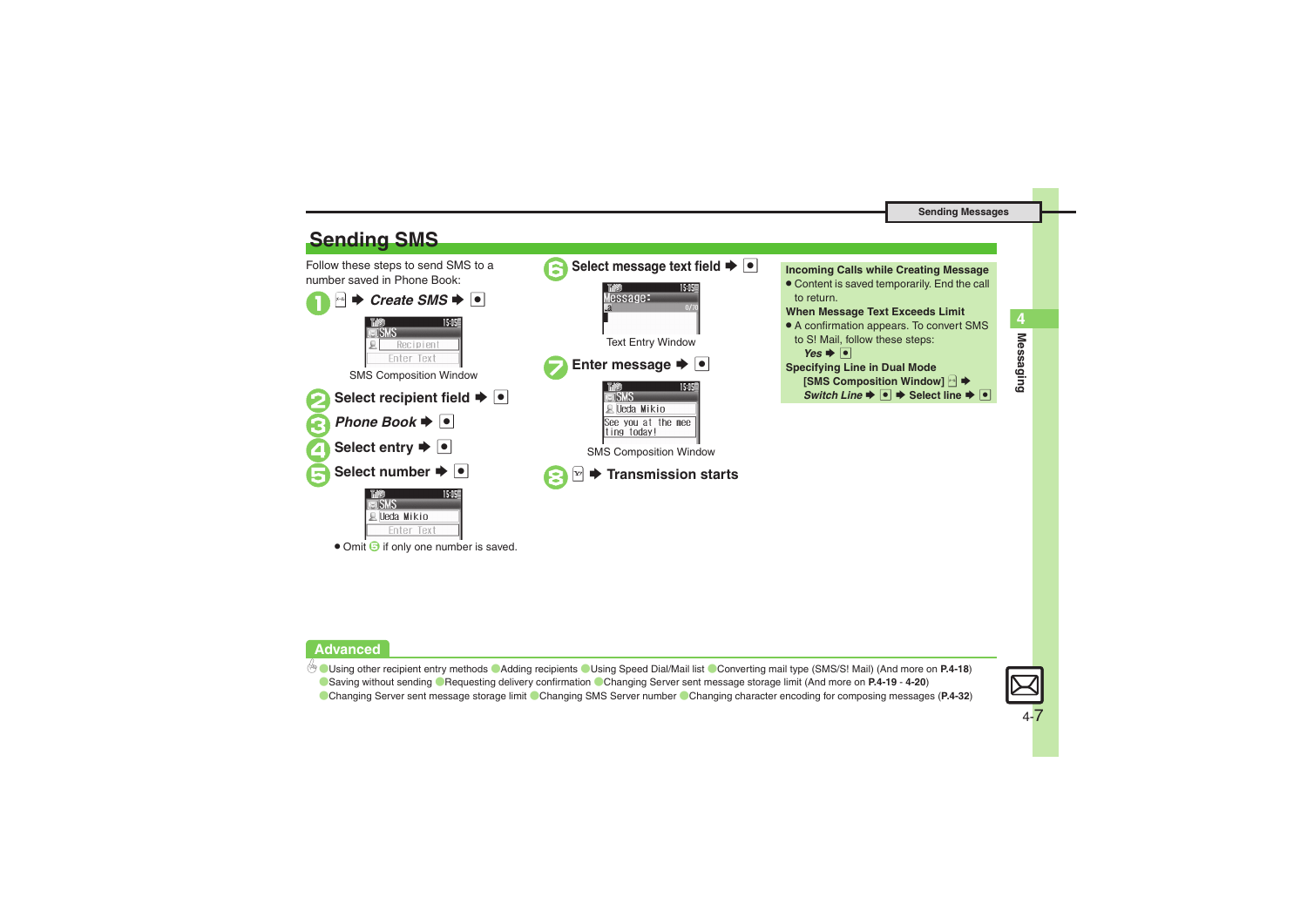## Sending SMS

Follow these steps to send SMS to a number saved in Phone Book:

1. ✉ ➡ *Create SMS* ➡ ●

   SMS Composition Window

2. Select recipient field ➡ ●
3. *Phone Book* ➡ ●
4. Select entry ➡ ●
5. Select number ➡ ●

   - Omit 5 if only one number is saved.

6. Select message text field ➡ ●

   Text Entry Window

7. Enter message ➡ ●

   SMS Composition Window

8. ✉ ➡ Transmission starts

**Incoming Calls while Creating Message**

- Content is saved temporarily. End the call to return.

**When Message Text Exceeds Limit**

- A confirmation appears. To convert SMS to S! Mail, follow these steps:
  *Yes* ➡ ●

**Specifying Line in Dual Mode**

**[SMS Composition Window]** ✉ ➡ *Switch Line* ➡ ● ➡ Select line ➡ ●

### Advanced

●Using other recipient entry methods ●Adding recipients ●Using Speed Dial/Mail list ●Converting mail type (SMS/S! Mail) (And more on **P.4-18**)
●Saving without sending ●Requesting delivery confirmation ●Changing Server sent message storage limit (And more on **P.4-19** - **4-20**)
●Changing Server sent message storage limit ●Changing SMS Server number ●Changing character encoding for composing messages (**P.4-32**)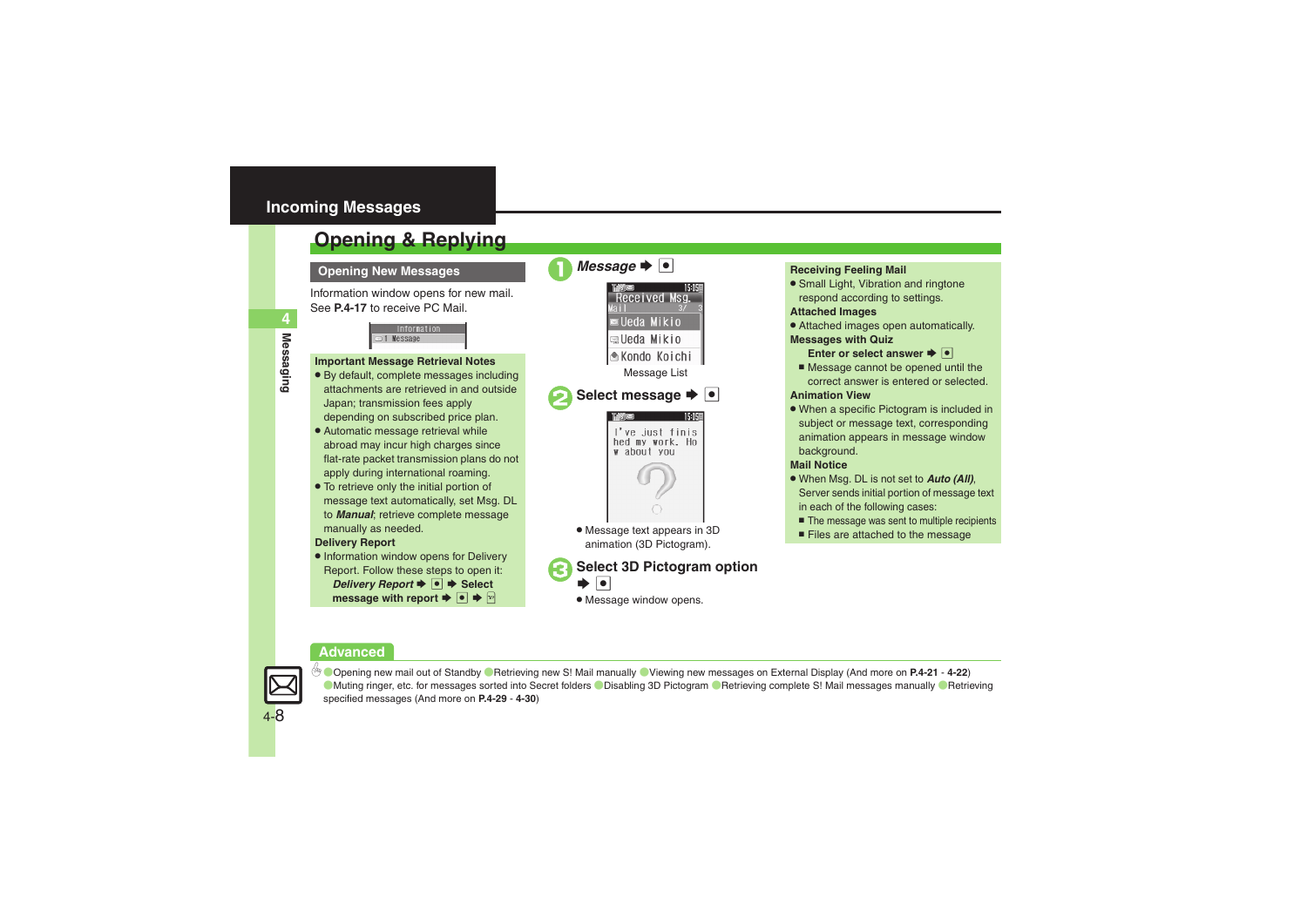## Incoming Messages

# Opening & Replying

### Opening New Messages

Information window opens for new mail.
See **P.4-17** to receive PC Mail.

**Important Message Retrieval Notes**

- By default, complete messages including attachments are retrieved in and outside Japan; transmission fees apply depending on subscribed price plan.
- Automatic message retrieval while abroad may incur high charges since flat-rate packet transmission plans do not apply during international roaming.
- To retrieve only the initial portion of message text automatically, set Msg. DL to ***Manual***; retrieve complete message manually as needed.

**Delivery Report**

- Information window opens for Delivery Report. Follow these steps to open it:
  ***Delivery Report*** ➡ ● ➡ **Select message with report** ➡ ● ➡ ✉

**1** ***Message*** ➡ ●

Message List

**2** **Select message** ➡ ●

- Message text appears in 3D animation (3D Pictogram).

**3** **Select 3D Pictogram option** ➡ ●

- Message window opens.

**Receiving Feeling Mail**

- Small Light, Vibration and ringtone respond according to settings.

**Attached Images**

- Attached images open automatically.

**Messages with Quiz**

**Enter or select answer** ➡ ●

- Message cannot be opened until the correct answer is entered or selected.

**Animation View**

- When a specific Pictogram is included in subject or message text, corresponding animation appears in message window background.

**Mail Notice**

- When Msg. DL is not set to ***Auto (All)***, Server sends initial portion of message text in each of the following cases:
  - The message was sent to multiple recipients
  - Files are attached to the message

**Advanced**

Opening new mail out of Standby / Retrieving new S! Mail manually / Viewing new messages on External Display (And more on **P.4-21** - **4-22**)
Muting ringer, etc. for messages sorted into Secret folders / Disabling 3D Pictogram / Retrieving complete S! Mail messages manually / Retrieving specified messages (And more on **P.4-29** - **4-30**)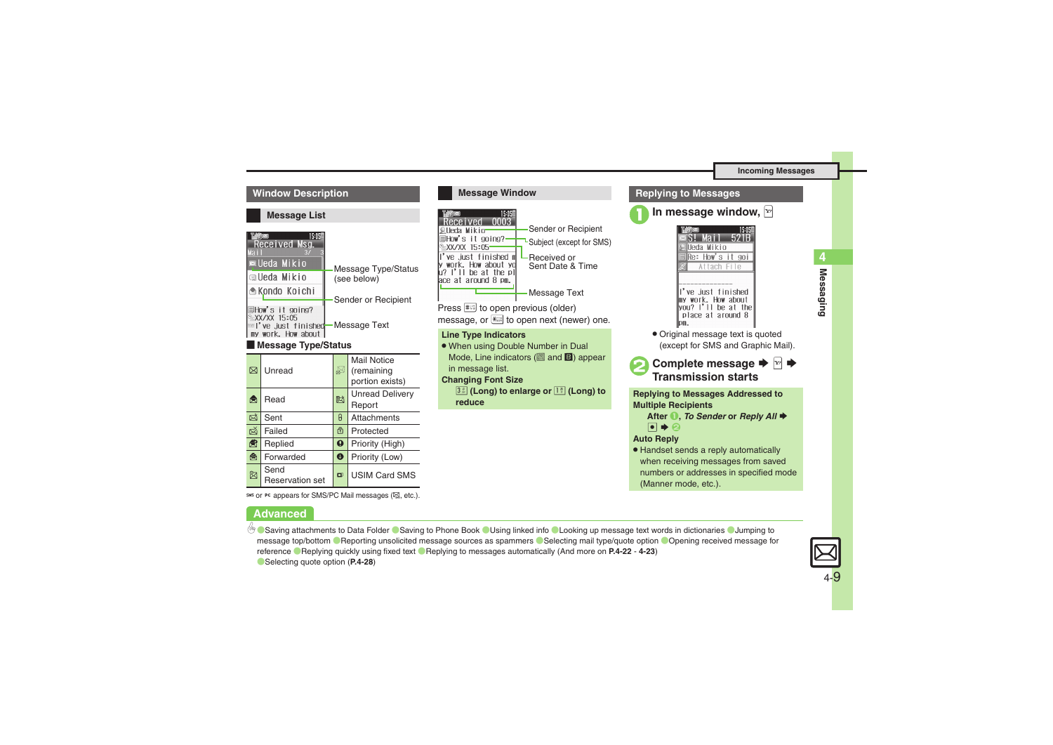## Window Description

### Message List

Message Type/Status (see below)

Sender or Recipient

Message Text

### Message Type/Status

| Icon | Status | Icon | Status |
|---|---|---|---|
| ✉ | Unread | | Mail Notice (remaining portion exists) |
| | Read | | Unread Delivery Report |
| | Sent | | Attachments |
| | Failed | | Protected |
| | Replied | | Priority (High) |
| | Forwarded | | Priority (Low) |
| | Send Reservation set | | USIM Card SMS |

SMS or PC appears for SMS/PC Mail messages (✉, etc.).

### Message Window

Sender or Recipient

Subject (except for SMS)

Received or Sent Date & Time

Message Text

Press ▢ to open previous (older) message, or ▢ to open next (newer) one.

**Line Type Indicators**

- When using Double Number in Dual Mode, Line indicators (▢ and ▢) appear in message list.

**Changing Font Size**

**▢ (Long) to enlarge or ▢ (Long) to reduce**

## Replying to Messages

**1 In message window, ▢**

- Original message text is quoted (except for SMS and Graphic Mail).

**2 Complete message ➡ ▢ ➡ Transmission starts**

**Replying to Messages Addressed to Multiple Recipients**

**After 1, *To Sender* or *Reply All* ➡ ▢ ➡ 2**

**Auto Reply**

- Handset sends a reply automatically when receiving messages from saved numbers or addresses in specified mode (Manner mode, etc.).

## Advanced

Saving attachments to Data Folder ● Saving to Phone Book ● Using linked info ● Looking up message text words in dictionaries ● Jumping to message top/bottom ● Reporting unsolicited message sources as spammers ● Selecting mail type/quote option ● Opening received message for reference ● Replying quickly using fixed text ● Replying to messages automatically (And more on **P.4-22** - **4-23**)

● Selecting quote option (**P.4-28**)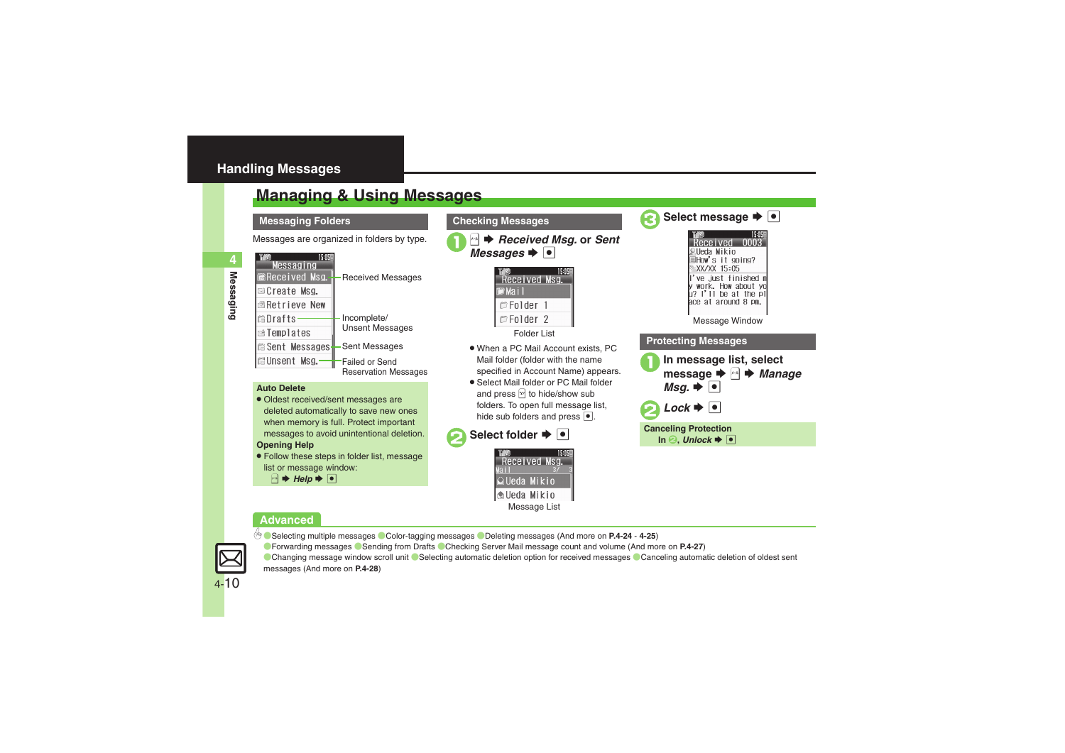# Handling Messages

## Managing & Using Messages

### Messaging Folders

Messages are organized in folders by type.

- Received Msg. — Received Messages
- Create Msg.
- Retrieve New
- Drafts — Incomplete/Unsent Messages
- Templates
- Sent Messages — Sent Messages
- Unsent Msg. — Failed or Send Reservation Messages

**Auto Delete**

- Oldest received/sent messages are deleted automatically to save new ones when memory is full. Protect important messages to avoid unintentional deletion.

**Opening Help**

- Follow these steps in folder list, message list or message window:
  ➡ *Help* ➡ ●

### Checking Messages

1. ➡ *Received Msg.* or *Sent Messages* ➡ ●

   Folder List

   - When a PC Mail Account exists, PC Mail folder (folder with the name specified in Account Name) appears.
   - Select Mail folder or PC Mail folder and press to hide/show sub folders. To open full message list, hide sub folders and press ●.

2. **Select folder** ➡ ●

   Message List

3. **Select message** ➡ ●

   Message Window

### Protecting Messages

1. **In message list, select message** ➡ ➡ *Manage Msg.* ➡ ●
2. *Lock* ➡ ●

**Canceling Protection**

In 2, *Unlock* ➡ ●

## Advanced

Selecting multiple messages · Color-tagging messages · Deleting messages (And more on **P.4-24** - **4-25**)
Forwarding messages · Sending from Drafts · Checking Server Mail message count and volume (And more on **P.4-27**)
Changing message window scroll unit · Selecting automatic deletion option for received messages · Canceling automatic deletion of oldest sent messages (And more on **P.4-28**)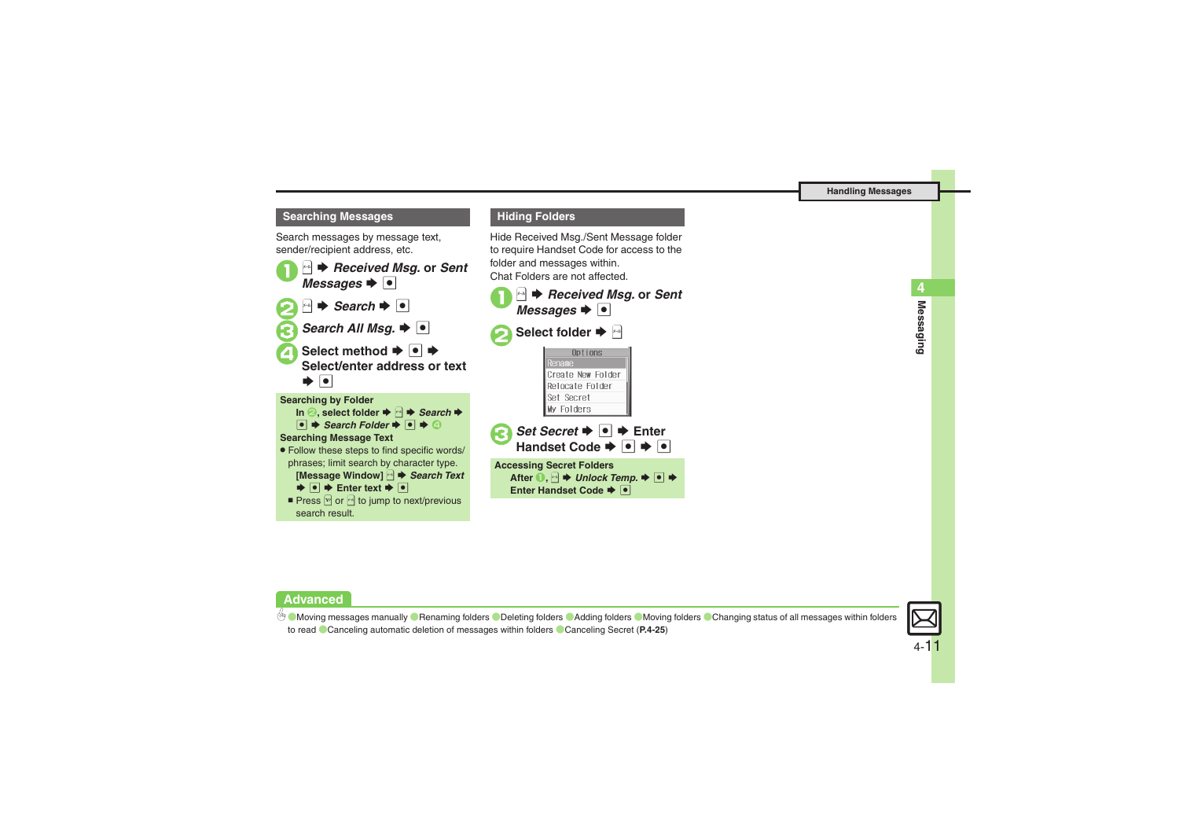## Searching Messages

Search messages by message text, sender/recipient address, etc.

1. ✉ ➡ *Received Msg.* or *Sent Messages* ➡ ●
2. ✉ ➡ *Search* ➡ ●
3. *Search All Msg.* ➡ ●
4. Select method ➡ ● ➡ Select/enter address or text ➡ ●

**Searching by Folder**

**In 2, select folder ➡ ✉ ➡ *Search* ➡ ● ➡ *Search Folder* ➡ ● ➡ 4**

**Searching Message Text**

- Follow these steps to find specific words/phrases; limit search by character type.

  **[Message Window] ✉ ➡ *Search Text* ➡ ● ➡ Enter text ➡ ●**

  - Press ✉ or ✉ to jump to next/previous search result.

## Hiding Folders

Hide Received Msg./Sent Message folder to require Handset Code for access to the folder and messages within.
Chat Folders are not affected.

1. ✉ ➡ *Received Msg.* or *Sent Messages* ➡ ●
2. Select folder ➡ ✉

   Options
   - Rename
   - Create New Folder
   - Relocate Folder
   - Set Secret
   - My Folders

3. *Set Secret* ➡ ● ➡ Enter Handset Code ➡ ● ➡ ●

**Accessing Secret Folders**

**After 1, ✉ ➡ *Unlock Temp.* ➡ ● ➡ Enter Handset Code ➡ ●**

**Advanced**

Moving messages manually ● Renaming folders ● Deleting folders ● Adding folders ● Moving folders ● Changing status of all messages within folders to read ● Canceling automatic deletion of messages within folders ● Canceling Secret (**P.4-25**)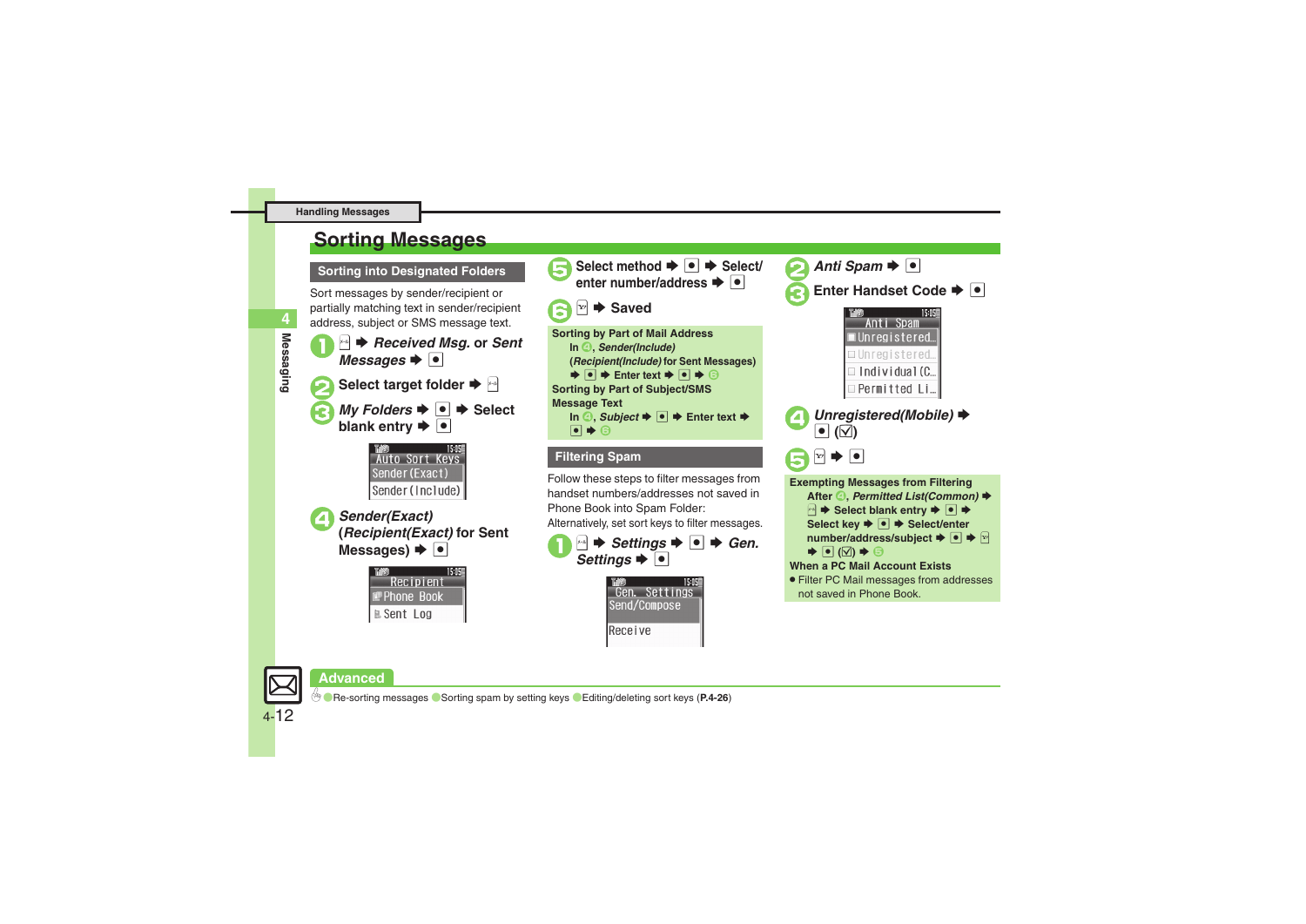Handling Messages

# Sorting Messages

## Sorting into Designated Folders

Sort messages by sender/recipient or partially matching text in sender/recipient address, subject or SMS message text.

1. ✉ ➡ *Received Msg.* or *Sent Messages* ➡ ●
2. Select target folder ➡ ✉
3. *My Folders* ➡ ● ➡ Select blank entry ➡ ●

   Auto Sort Keys
   Sender(Exact)
   Sender(Include)

4. *Sender(Exact)* (*Recipient(Exact)* for Sent Messages) ➡ ●

   Recipient
   Phone Book
   Sent Log

5. Select method ➡ ● ➡ Select/enter number/address ➡ ●
6. ✉ ➡ Saved

**Sorting by Part of Mail Address**
In 4, *Sender(Include)* (*Recipient(Include)* for Sent Messages) ➡ ● ➡ Enter text ➡ ● ➡ 6

**Sorting by Part of Subject/SMS Message Text**
In 4, *Subject* ➡ ● ➡ Enter text ➡ ● ➡ 6

## Filtering Spam

Follow these steps to filter messages from handset numbers/addresses not saved in Phone Book into Spam Folder:
Alternatively, set sort keys to filter messages.

1. ✉ ➡ *Settings* ➡ ● ➡ *Gen. Settings* ➡ ●

   Gen. Settings
   Send/Compose
   Receive

2. *Anti Spam* ➡ ●
3. Enter Handset Code ➡ ●

   Anti Spam
   Unregistered...
   Unregistered...
   Individual(C...
   Permitted Li...

4. *Unregistered(Mobile)* ➡ ● (☑)
5. ✉ ➡ ●

**Exempting Messages from Filtering**
After 4, *Permitted List(Common)* ➡ ✉ ➡ Select blank entry ➡ ● ➡ Select key ➡ ● ➡ Select/enter number/address/subject ➡ ● ➡ ✉ ➡ ● (☑) ➡ 5

**When a PC Mail Account Exists**
- Filter PC Mail messages from addresses not saved in Phone Book.

## Advanced

Re-sorting messages ● Sorting spam by setting keys ● Editing/deleting sort keys (**P.4-26**)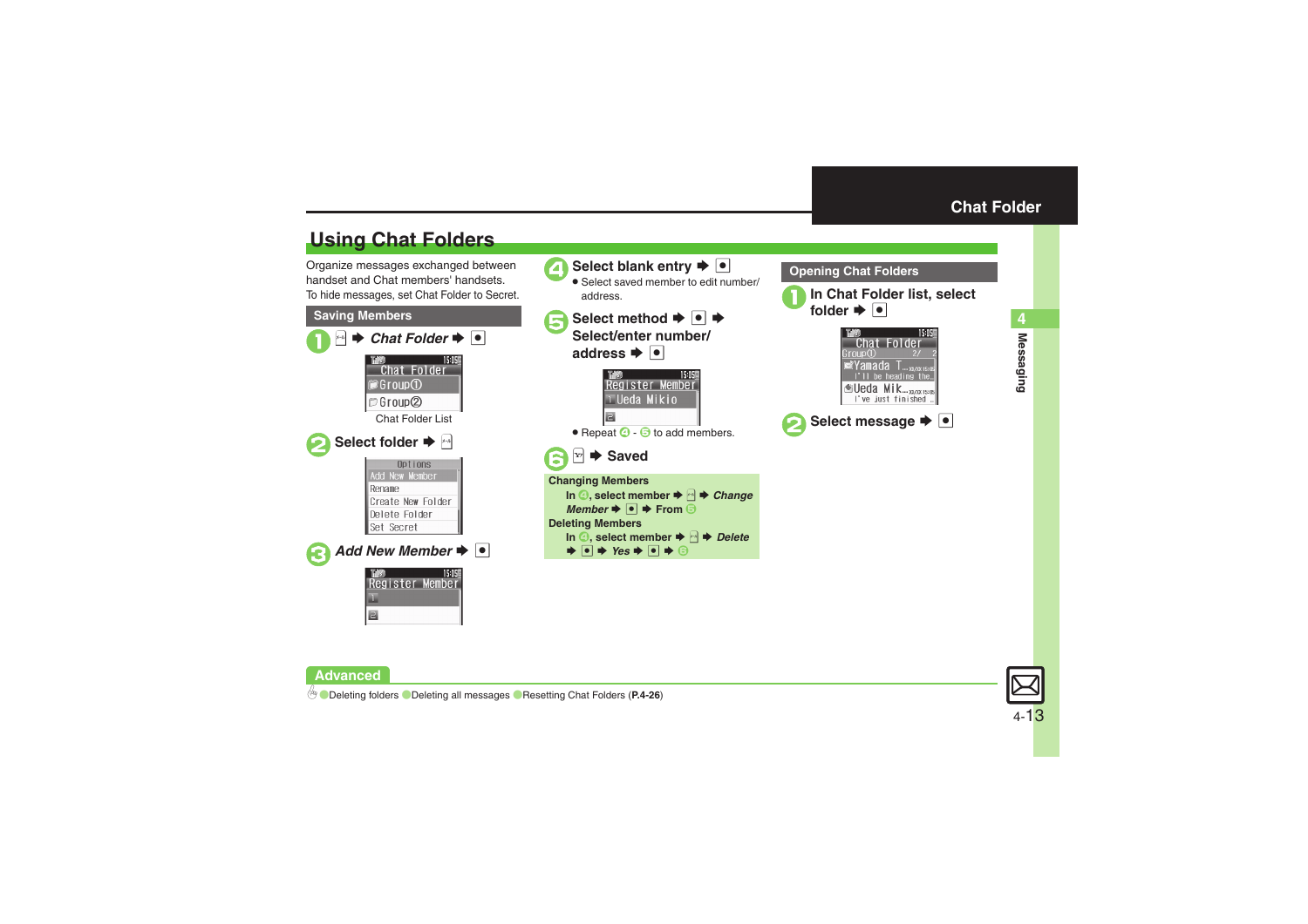## Using Chat Folders

Organize messages exchanged between handset and Chat members' handsets.
To hide messages, set Chat Folder to Secret.

### Saving Members

1. ➡ *Chat Folder* ➡ ●

Chat Folder List

2. Select folder ➡

3. *Add New Member* ➡ ●

4. Select blank entry ➡ ●
   - Select saved member to edit number/address.

5. Select method ➡ ● ➡ Select/enter number/address ➡ ●
   - Repeat 4 - 5 to add members.

6. ➡ Saved

**Changing Members**
In 4, select member ➡ ➡ *Change Member* ➡ ● ➡ From 5

**Deleting Members**
In 4, select member ➡ ➡ *Delete* ➡ ● ➡ *Yes* ➡ ● ➡ 6

### Opening Chat Folders

1. In Chat Folder list, select folder ➡ ●

2. Select message ➡ ●

**Advanced**

Deleting folders Deleting all messages Resetting Chat Folders (**P.4-26**)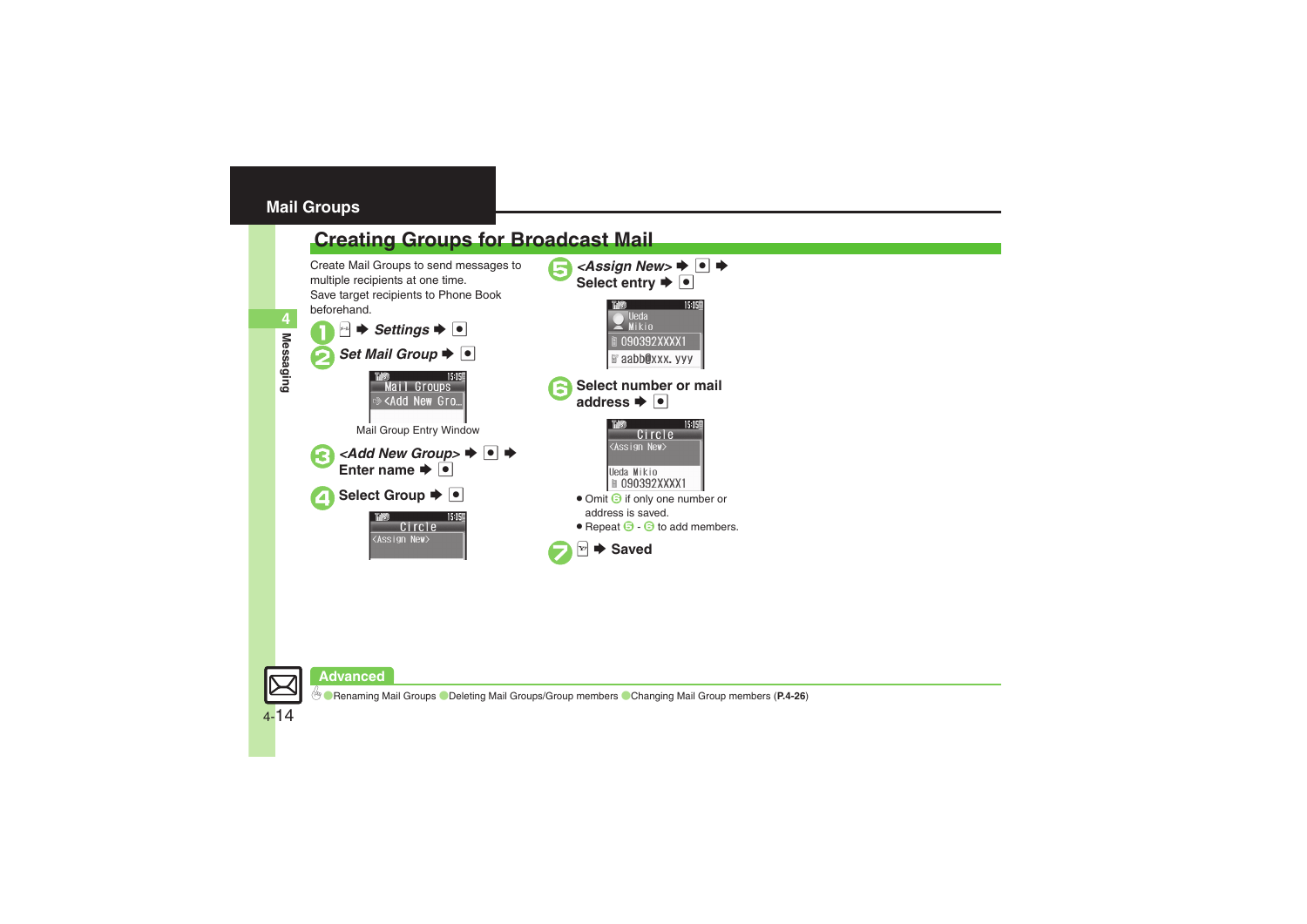## Mail Groups

# Creating Groups for Broadcast Mail

Create Mail Groups to send messages to multiple recipients at one time.
Save target recipients to Phone Book beforehand.

1. ✉ ➡ *Settings* ➡ ●
2. *Set Mail Group* ➡ ●

Mail Group Entry Window

3. *<Add New Group>* ➡ ● ➡ Enter name ➡ ●
4. Select Group ➡ ●
5. *<Assign New>* ➡ ● ➡ Select entry ➡ ●
6. Select number or mail address ➡ ●
   - Omit 6 if only one number or address is saved.
   - Repeat 5 - 6 to add members.
7. ✉ ➡ Saved

**Advanced**

Renaming Mail Groups ● Deleting Mail Groups/Group members ● Changing Mail Group members (**P.4-26**)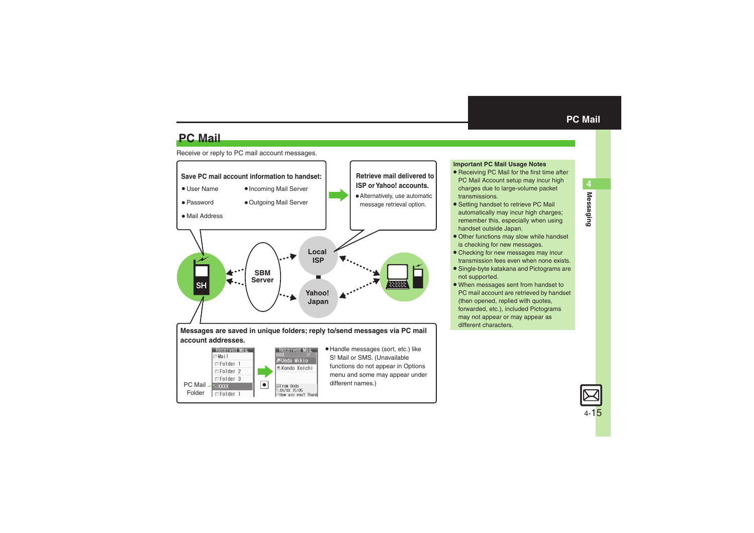# PC Mail

Receive or reply to PC mail account messages.

**Save PC mail account information to handset:**

- User Name
- Password
- Mail Address
- Incoming Mail Server
- Outgoing Mail Server

**Retrieve mail delivered to ISP or Yahoo! accounts.**

- Alternatively, use automatic message retrieval option.

SH

SBM Server

Local ISP

Yahoo! Japan

**Messages are saved in unique folders; reply to/send messages via PC mail account addresses.**

PC Mail Folder

- Handle messages (sort, etc.) like S! Mail or SMS. (Unavailable functions do not appear in Options menu and some may appear under different names.)

**Important PC Mail Usage Notes**

- Receiving PC Mail for the first time after PC Mail Account setup may incur high charges due to large-volume packet transmissions.
- Setting handset to retrieve PC Mail automatically may incur high charges; remember this, especially when using handset outside Japan.
- Other functions may slow while handset is checking for new messages.
- Checking for new messages may incur transmission fees even when none exists.
- Single-byte katakana and Pictograms are not supported.
- When messages sent from handset to PC mail account are retrieved by handset (then opened, replied with quotes, forwarded, etc.), included Pictograms may not appear or may appear as different characters.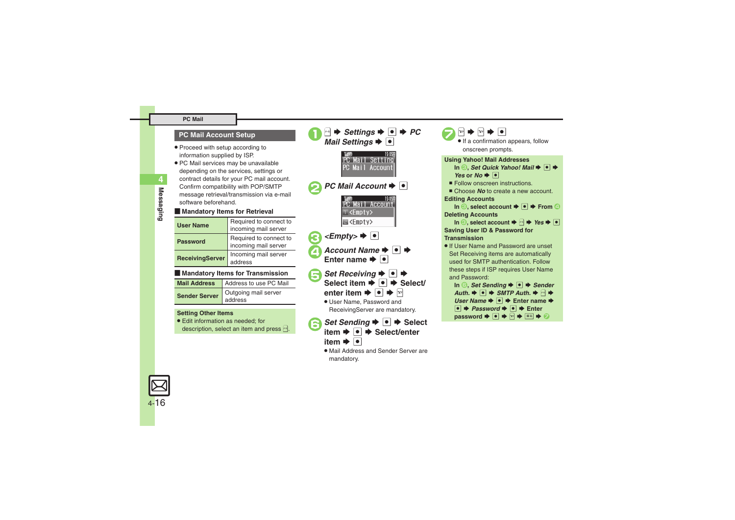## PC Mail Account Setup

- Proceed with setup according to information supplied by ISP.
- PC Mail services may be unavailable depending on the services, settings or contract details for your PC mail account. Confirm compatibility with POP/SMTP message retrieval/transmission via e-mail software beforehand.

### Mandatory Items for Retrieval

| | |
|---|---|
| **User Name** | Required to connect to incoming mail server |
| **Password** | Required to connect to incoming mail server |
| **ReceivingServer** | Incoming mail server address |

### Mandatory Items for Transmission

| | |
|---|---|
| **Mail Address** | Address to use PC Mail |
| **Sender Server** | Outgoing mail server address |

**Setting Other Items**

- Edit information as needed; for description, select an item and press ⊡.

1. ⊡ ➡ *Settings* ➡ ● ➡ *PC Mail Settings* ➡ ●

   PC Mail Setting
   PC Mail Account

2. *PC Mail Account* ➡ ●

   PC Mail Account
   <Empty>
   <Empty>

3. *<Empty>* ➡ ●
4. *Account Name* ➡ ● ➡ Enter name ➡ ●
5. *Set Receiving* ➡ ● ➡ Select item ➡ ● ➡ Select/enter item ➡ ● ➡ ⊡
   - User Name, Password and ReceivingServer are mandatory.
6. *Set Sending* ➡ ● ➡ Select item ➡ ● ➡ Select/enter item ➡ ●
   - Mail Address and Sender Server are mandatory.
7. ⊡ ➡ ⊡ ➡ ●
   - If a confirmation appears, follow onscreen prompts.

**Using Yahoo! Mail Addresses**

In ❸, *Set Quick Yahoo! Mail* ➡ ● ➡ *Yes* or *No* ➡ ●

- Follow onscreen instructions.
- Choose *No* to create a new account.

**Editing Accounts**

In ❸, select account ➡ ● ➡ From ❹

**Deleting Accounts**

In ❸, select account ➡ ⊡ ➡ *Yes* ➡ ●

**Saving User ID & Password for Transmission**

- If User Name and Password are unset Set Receiving items are automatically used for SMTP authentication. Follow these steps if ISP requires User Name and Password:

In ❻, *Set Sending* ➡ ● ➡ *Sender Auth.* ➡ ● ➡ *SMTP Auth.* ➡ ⊡ ➡ *User Name* ➡ ● ➡ Enter name ➡ ● ➡ *Password* ➡ ● ➡ Enter password ➡ ● ➡ ⊡ ➡ ⊡ ➡ ❼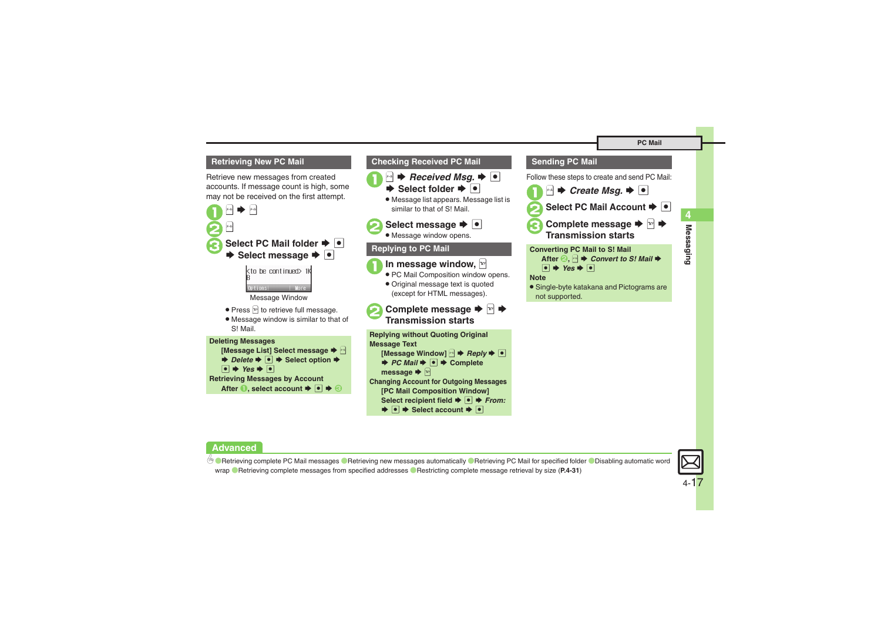## Retrieving New PC Mail

Retrieve new messages from created accounts. If message count is high, some may not be received on the first attempt.

1. ✉ ➡ ✉
2. ✉
3. Select PC Mail folder ➡ ● ➡ Select message ➡ ●

Message Window

- Press ✉ to retrieve full message.
- Message window is similar to that of S! Mail.

**Deleting Messages**
[Message List] Select message ➡ ✉ ➡ *Delete* ➡ ● ➡ Select option ➡ ● ➡ *Yes* ➡ ●

**Retrieving Messages by Account**
After 1, select account ➡ ● ➡ 3

## Checking Received PC Mail

1. ✉ ➡ *Received Msg.* ➡ ● ➡ Select folder ➡ ●
   - Message list appears. Message list is similar to that of S! Mail.
2. Select message ➡ ●
   - Message window opens.

## Replying to PC Mail

1. In message window, ✉
   - PC Mail Composition window opens.
   - Original message text is quoted (except for HTML messages).
2. Complete message ➡ ✉ ➡ Transmission starts

**Replying without Quoting Original Message Text**
[Message Window] ✉ ➡ *Reply* ➡ ● ➡ *PC Mail* ➡ ● ➡ Complete message ➡ ✉

**Changing Account for Outgoing Messages**
[PC Mail Composition Window] Select recipient field ➡ ● ➡ *From:* ➡ ● ➡ Select account ➡ ●

## Sending PC Mail

Follow these steps to create and send PC Mail:

1. ✉ ➡ *Create Msg.* ➡ ●
2. Select PC Mail Account ➡ ●
3. Complete message ➡ ✉ ➡ Transmission starts

**Converting PC Mail to S! Mail**
After 2, ✉ ➡ *Convert to S! Mail* ➡ ● ➡ *Yes* ➡ ●

**Note**
- Single-byte katakana and Pictograms are not supported.

## Advanced

Retrieving complete PC Mail messages · Retrieving new messages automatically · Retrieving PC Mail for specified folder · Disabling automatic word wrap · Retrieving complete messages from specified addresses · Restricting complete message retrieval by size (**P.4-31**)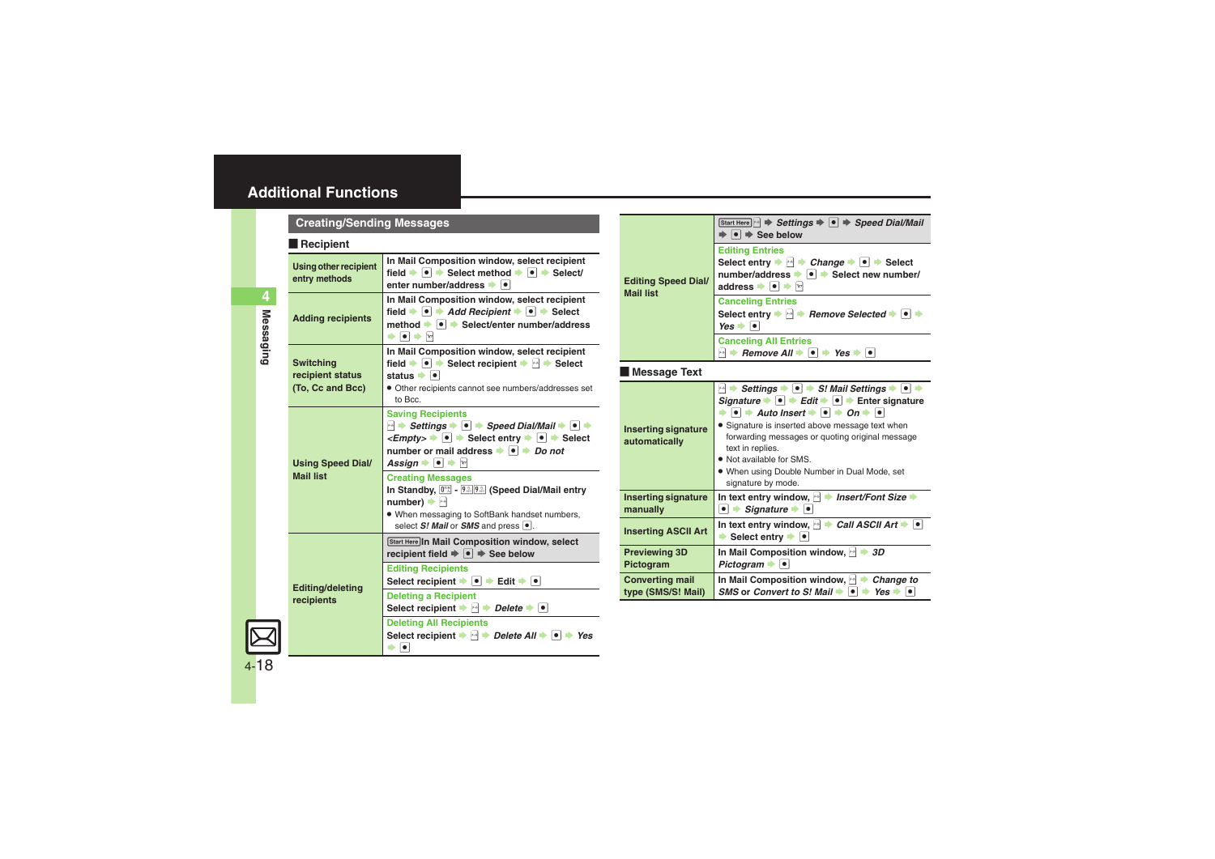# Additional Functions

## Creating/Sending Messages

### Recipient

| | |
|---|---|
| Using other recipient entry methods | In Mail Composition window, select recipient field ➡ ● ➡ Select method ➡ ● ➡ Select/enter number/address ➡ ● |
| Adding recipients | In Mail Composition window, select recipient field ➡ ● ➡ *Add Recipient* ➡ ● ➡ Select method ➡ ● ➡ Select/enter number/address ➡ ● ➡ |
| Switching recipient status (To, Cc and Bcc) | In Mail Composition window, select recipient field ➡ ● ➡ Select recipient ➡ ➡ Select status ➡ ●<br>● Other recipients cannot see numbers/addresses set to Bcc. |
| Using Speed Dial/ Mail list | **Saving Recipients**<br>➡ *Settings* ➡ ● ➡ *Speed Dial/Mail* ➡ ● ➡ *<Empty>* ➡ ● ➡ Select entry ➡ ● ➡ Select number or mail address ➡ ● ➡ *Do not Assign* ➡ ● ➡<br>**Creating Messages**<br>In Standby, 0 - 9 (Speed Dial/Mail entry number) ➡<br>● When messaging to SoftBank handset numbers, select *S! Mail* or *SMS* and press ●. |
| Editing/deleting recipients | Start Here In Mail Composition window, select recipient field ➡ ● ➡ See below<br>**Editing Recipients**<br>Select recipient ➡ ● ➡ Edit ➡ ●<br>**Deleting a Recipient**<br>Select recipient ➡ ➡ *Delete* ➡ ●<br>**Deleting All Recipients**<br>Select recipient ➡ ➡ *Delete All* ➡ ● ➡ *Yes* ➡ ● |
| Editing Speed Dial/ Mail list | Start Here ➡ *Settings* ➡ ● ➡ *Speed Dial/Mail* ➡ ● ➡ See below<br>**Editing Entries**<br>Select entry ➡ ➡ *Change* ➡ ● ➡ Select number/address ➡ ● ➡ Select new number/ address ➡ ● ➡<br>**Canceling Entries**<br>Select entry ➡ ➡ *Remove Selected* ➡ ● ➡ *Yes* ➡ ●<br>**Canceling All Entries**<br>➡ *Remove All* ➡ ● ➡ *Yes* ➡ ● |

### Message Text

| | |
|---|---|
| Inserting signature automatically | ➡ *Settings* ➡ ● ➡ *S! Mail Settings* ➡ ● ➡ *Signature* ➡ ● ➡ *Edit* ➡ ● ➡ Enter signature ➡ ● ➡ *Auto Insert* ➡ ● ➡ *On* ➡ ●<br>● Signature is inserted above message text when forwarding messages or quoting original message text in replies.<br>● Not available for SMS.<br>● When using Double Number in Dual Mode, set signature by mode. |
| Inserting signature manually | In text entry window, ➡ *Insert/Font Size* ➡ ● ➡ *Signature* ➡ ● |
| Inserting ASCII Art | In text entry window, ➡ *Call ASCII Art* ➡ ● ➡ Select entry ➡ ● |
| Previewing 3D Pictogram | In Mail Composition window, ➡ *3D Pictogram* ➡ ● |
| Converting mail type (SMS/S! Mail) | In Mail Composition window, ➡ *Change to SMS* or *Convert to S! Mail* ➡ ● ➡ *Yes* ➡ ● |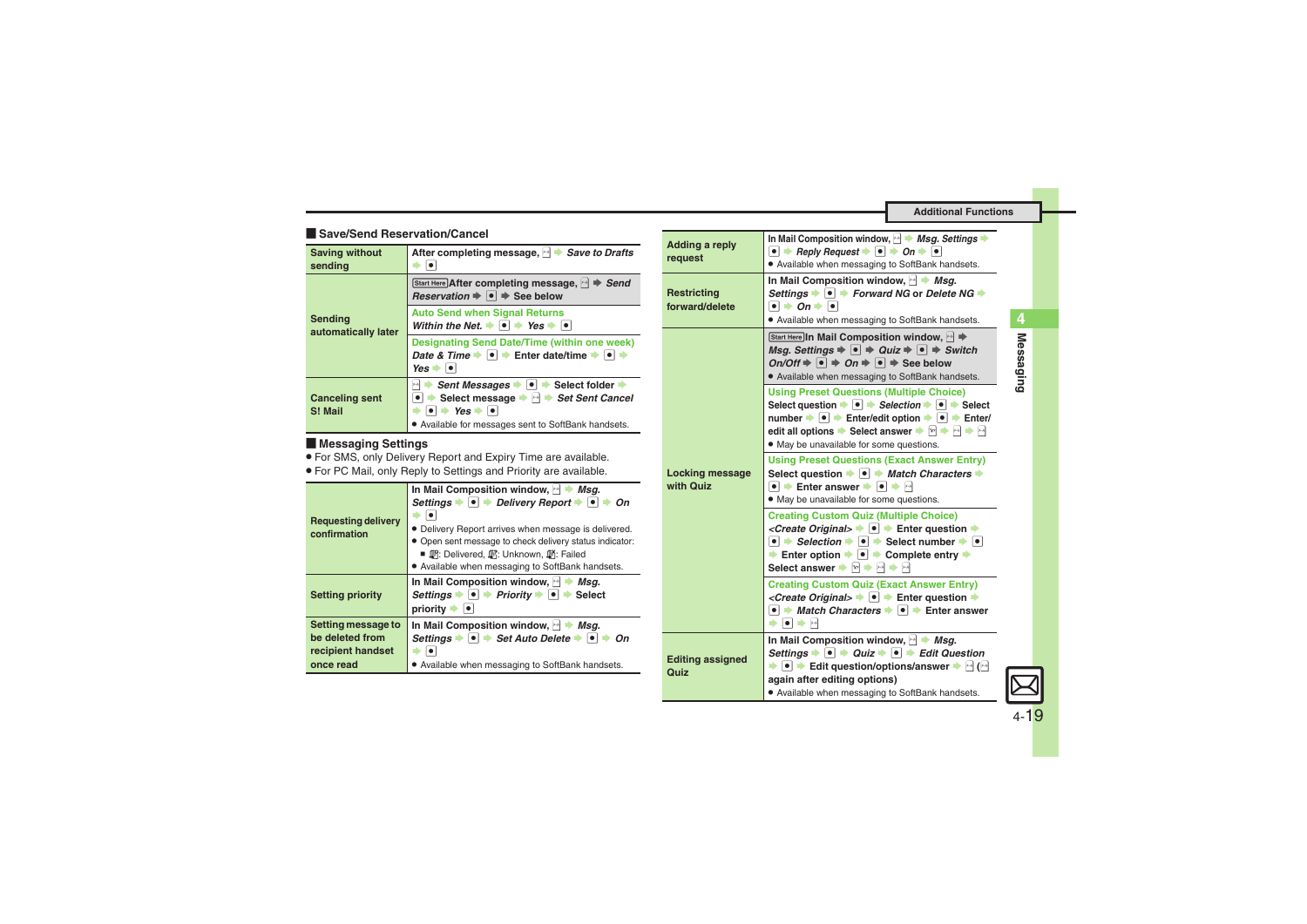## Save/Send Reservation/Cancel

| | |
|---|---|
| Saving without sending | After completing message, ✉ ➡ *Save to Drafts* ➡ ● |
| Sending automatically later | Start Here After completing message, ✉ ➡ *Send Reservation* ➡ ● ➡ See below |
| | Auto Send when Signal Returns<br>*Within the Net.* ➡ ● ➡ *Yes* ➡ ● |
| | Designating Send Date/Time (within one week)<br>*Date & Time* ➡ ● ➡ Enter date/time ➡ ● ➡ *Yes* ➡ ● |
| Canceling sent S! Mail | ✉ ➡ *Sent Messages* ➡ ● ➡ Select folder ➡ ● ➡ Select message ➡ ✉ ➡ *Set Sent Cancel* ➡ ● ➡ *Yes* ➡ ●<br>• Available for messages sent to SoftBank handsets. |

## Messaging Settings

- For SMS, only Delivery Report and Expiry Time are available.
- For PC Mail, only Reply to Settings and Priority are available.

| | |
|---|---|
| Requesting delivery confirmation | In Mail Composition window, ✉ ➡ *Msg. Settings* ➡ ● ➡ *Delivery Report* ➡ ● ➡ *On* ➡ ●<br>• Delivery Report arrives when message is delivered.<br>• Open sent message to check delivery status indicator:<br>■ : Delivered, : Unknown, : Failed<br>• Available when messaging to SoftBank handsets. |
| Setting priority | In Mail Composition window, ✉ ➡ *Msg. Settings* ➡ ● ➡ *Priority* ➡ ● ➡ Select priority ➡ ● |
| Setting message to be deleted from recipient handset once read | In Mail Composition window, ✉ ➡ *Msg. Settings* ➡ ● ➡ *Set Auto Delete* ➡ ● ➡ *On* ➡ ●<br>• Available when messaging to SoftBank handsets. |
| Adding a reply request | In Mail Composition window, ✉ ➡ *Msg. Settings* ➡ ● ➡ *Reply Request* ➡ ● ➡ *On* ➡ ●<br>• Available when messaging to SoftBank handsets. |
| Restricting forward/delete | In Mail Composition window, ✉ ➡ *Msg. Settings* ➡ ● ➡ *Forward NG* or *Delete NG* ➡ ● ➡ *On* ➡ ●<br>• Available when messaging to SoftBank handsets. |
| Locking message with Quiz | Start Here In Mail Composition window, ✉ ➡ *Msg. Settings* ➡ ● ➡ *Quiz* ➡ ● ➡ *Switch On/Off* ➡ ● ➡ *On* ➡ ● ➡ See below<br>• Available when messaging to SoftBank handsets. |
| | Using Preset Questions (Multiple Choice)<br>Select question ➡ ● ➡ *Selection* ➡ ● ➡ Select number ➡ ● ➡ Enter/edit option ➡ ● ➡ Enter/edit all options ➡ Select answer ➡ ✉ ➡ ✉ ➡ ✉<br>• May be unavailable for some questions. |
| | Using Preset Questions (Exact Answer Entry)<br>Select question ➡ ● ➡ *Match Characters* ➡ ● ➡ Enter answer ➡ ● ➡ ✉<br>• May be unavailable for some questions. |
| | Creating Custom Quiz (Multiple Choice)<br>*<Create Original>* ➡ ● ➡ Enter question ➡ ● ➡ *Selection* ➡ ● ➡ Select number ➡ ● ➡ Enter option ➡ ● ➡ Complete entry ➡ Select answer ➡ ✉ ➡ ✉ ➡ ✉ |
| | Creating Custom Quiz (Exact Answer Entry)<br>*<Create Original>* ➡ ● ➡ Enter question ➡ ● ➡ *Match Characters* ➡ ● ➡ Enter answer ➡ ● ➡ ✉ |
| Editing assigned Quiz | In Mail Composition window, ✉ ➡ *Msg. Settings* ➡ ● ➡ *Quiz* ➡ ● ➡ *Edit Question* ➡ ● ➡ Edit question/options/answer ➡ ✉ (✉ again after editing options)<br>• Available when messaging to SoftBank handsets. |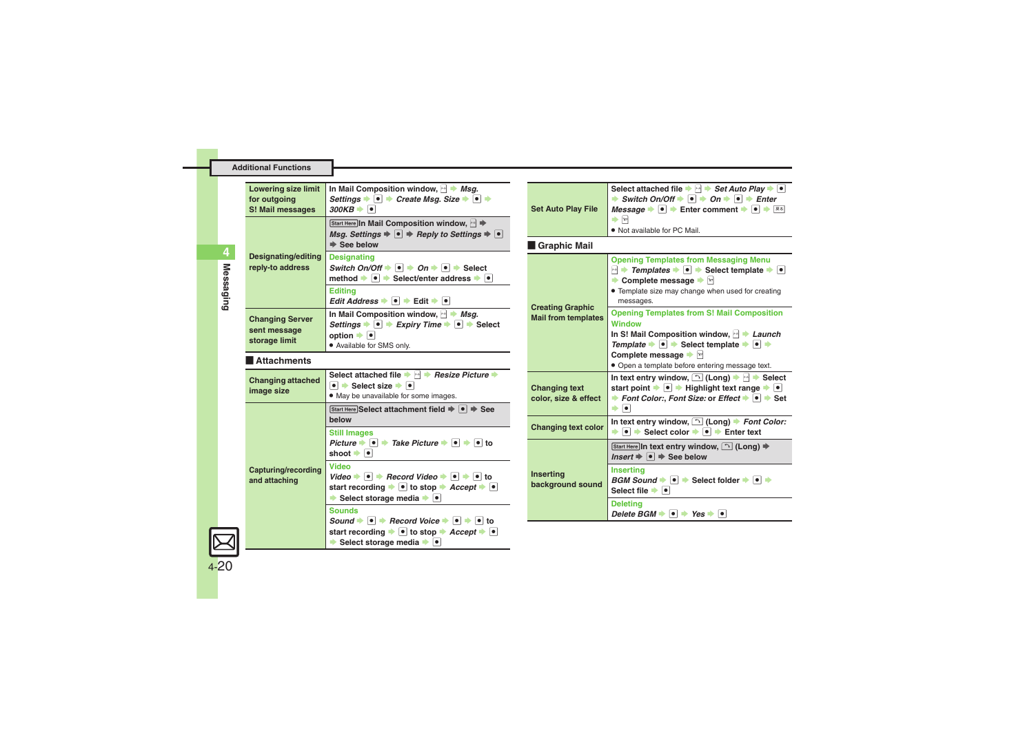## Additional Functions

| | |
|---|---|
| Lowering size limit for outgoing S! Mail messages | In Mail Composition window, ⊠ ➡ *Msg. Settings* ➡ ● ➡ *Create Msg. Size* ➡ ● ➡ *300KB* ➡ ● |
| Designating/editing reply-to address | Start Here In Mail Composition window, ⊠ ➡ *Msg. Settings* ➡ ● ➡ *Reply to Settings* ➡ ● ➡ See below<br>**Designating**<br>*Switch On/Off* ➡ ● ➡ *On* ➡ ● ➡ Select method ➡ ● ➡ Select/enter address ➡ ●<br>**Editing**<br>*Edit Address* ➡ ● ➡ Edit ➡ ● |
| Changing Server sent message storage limit | In Mail Composition window, ⊠ ➡ *Msg. Settings* ➡ ● ➡ *Expiry Time* ➡ ● ➡ Select option ➡ ●<br>● Available for SMS only. |

## Attachments

| | |
|---|---|
| Changing attached image size | Select attached file ➡ ⊠ ➡ *Resize Picture* ➡ ● ➡ Select size ➡ ●<br>● May be unavailable for some images. |
| Capturing/recording and attaching | Start Here Select attachment field ➡ ● ➡ See below<br>**Still Images**<br>*Picture* ➡ ● ➡ *Take Picture* ➡ ● ➡ ● to shoot ➡ ●<br>**Video**<br>*Video* ➡ ● ➡ *Record Video* ➡ ● ➡ ● to start recording ➡ ● to stop ➡ *Accept* ➡ ● ➡ Select storage media ➡ ●<br>**Sounds**<br>*Sound* ➡ ● ➡ *Record Voice* ➡ ● ➡ ● to start recording ➡ ● to stop ➡ *Accept* ➡ ● ➡ Select storage media ➡ ● |

| | |
|---|---|
| Set Auto Play File | Select attached file ➡ ⊠ ➡ *Set Auto Play* ➡ ● ➡ *Switch On/Off* ➡ ● ➡ *On* ➡ ● ➡ *Enter Message* ➡ ● ➡ Enter comment ➡ ● ➡ ⊠ ➡ ⊠<br>● Not available for PC Mail. |

## Graphic Mail

| | |
|---|---|
| Creating Graphic Mail from templates | **Opening Templates from Messaging Menu**<br>⊠ ➡ *Templates* ➡ ● ➡ Select template ➡ ● ➡ Complete message ➡ ⊠<br>● Template size may change when used for creating messages.<br>**Opening Templates from S! Mail Composition Window**<br>In S! Mail Composition window, ⊠ ➡ *Launch Template* ➡ ● ➡ Select template ➡ ● ➡ Complete message ➡ ⊠<br>● Open a template before entering message text. |
| Changing text color, size & effect | In text entry window, ⌒ (Long) ➡ ⊠ ➡ Select start point ➡ ● ➡ Highlight text range ➡ ● ➡ *Font Color:*, *Font Size:* or *Effect* ➡ ● ➡ Set ➡ ● |
| Changing text color | In text entry window, ⌒ (Long) ➡ *Font Color:* ➡ ● ➡ Select color ➡ ● ➡ Enter text |
| Inserting background sound | Start Here In text entry window, ⌒ (Long) ➡ *Insert* ➡ ● ➡ See below<br>**Inserting**<br>*BGM Sound* ➡ ● ➡ Select folder ➡ ● ➡ Select file ➡ ●<br>**Deleting**<br>*Delete BGM* ➡ ● ➡ *Yes* ➡ ● |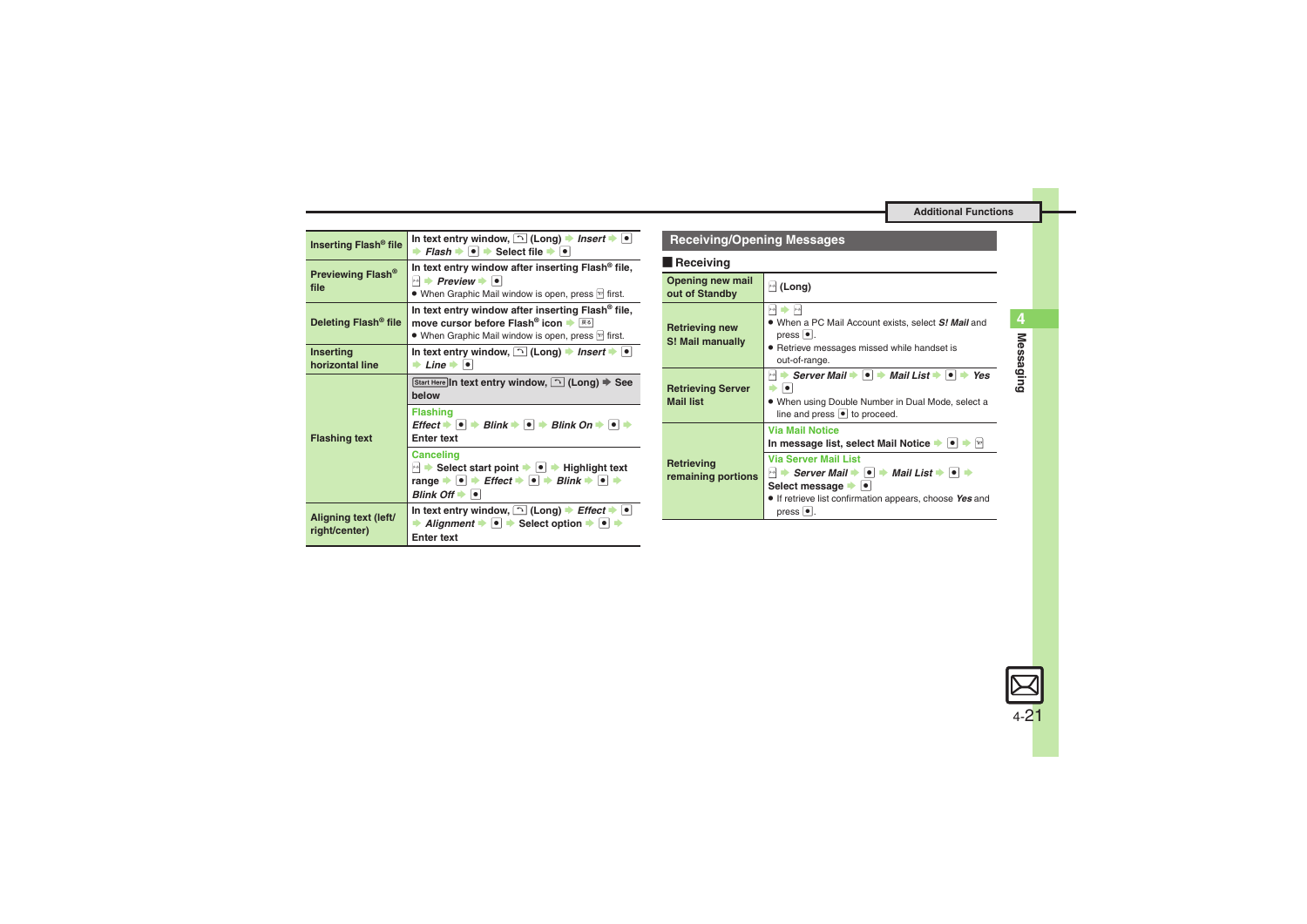| | |
|---|---|
| **Inserting Flash® file** | **In text entry window,** ⌐ **(Long)** ➡ ***Insert*** ➡ ● ➡ ***Flash*** ➡ ● ➡ **Select file** ➡ ● |
| **Previewing Flash® file** | **In text entry window after inserting Flash® file,** ✉ ➡ ***Preview*** ➡ ●<br>● When Graphic Mail window is open, press ✉ first. |
| **Deleting Flash® file** | **In text entry window after inserting Flash® file, move cursor before Flash® icon** ➡ 消去<br>● When Graphic Mail window is open, press ✉ first. |
| **Inserting horizontal line** | **In text entry window,** ⌐ **(Long)** ➡ ***Insert*** ➡ ● ➡ ***Line*** ➡ ● |
| **Flashing text** | Start Here **In text entry window,** ⌐ **(Long)** ➡ **See below**<br>**Flashing**<br>***Effect*** ➡ ● ➡ ***Blink*** ➡ ● ➡ ***Blink On*** ➡ ● ➡ **Enter text**<br>**Canceling**<br>✉ ➡ **Select start point** ➡ ● ➡ **Highlight text range** ➡ ● ➡ ***Effect*** ➡ ● ➡ ***Blink*** ➡ ● ➡ ***Blink Off*** ➡ ● |
| **Aligning text (left/right/center)** | **In text entry window,** ⌐ **(Long)** ➡ ***Effect*** ➡ ● ➡ ***Alignment*** ➡ ● ➡ **Select option** ➡ ● ➡ **Enter text** |

## Receiving/Opening Messages

### Receiving

| | |
|---|---|
| **Opening new mail out of Standby** | ✉ **(Long)** |
| **Retrieving new S! Mail manually** | ✉ ➡ ✉<br>● When a PC Mail Account exists, select ***S! Mail*** and press ●.<br>● Retrieve messages missed while handset is out-of-range. |
| **Retrieving Server Mail list** | ✉ ➡ ***Server Mail*** ➡ ● ➡ ***Mail List*** ➡ ● ➡ ***Yes*** ➡ ●<br>● When using Double Number in Dual Mode, select a line and press ● to proceed. |
| **Retrieving remaining portions** | **Via Mail Notice**<br>**In message list, select Mail Notice** ➡ ● ➡ ✉<br>**Via Server Mail List**<br>✉ ➡ ***Server Mail*** ➡ ● ➡ ***Mail List*** ➡ ● ➡ **Select message** ➡ ●<br>● If retrieve list confirmation appears, choose ***Yes*** and press ●. |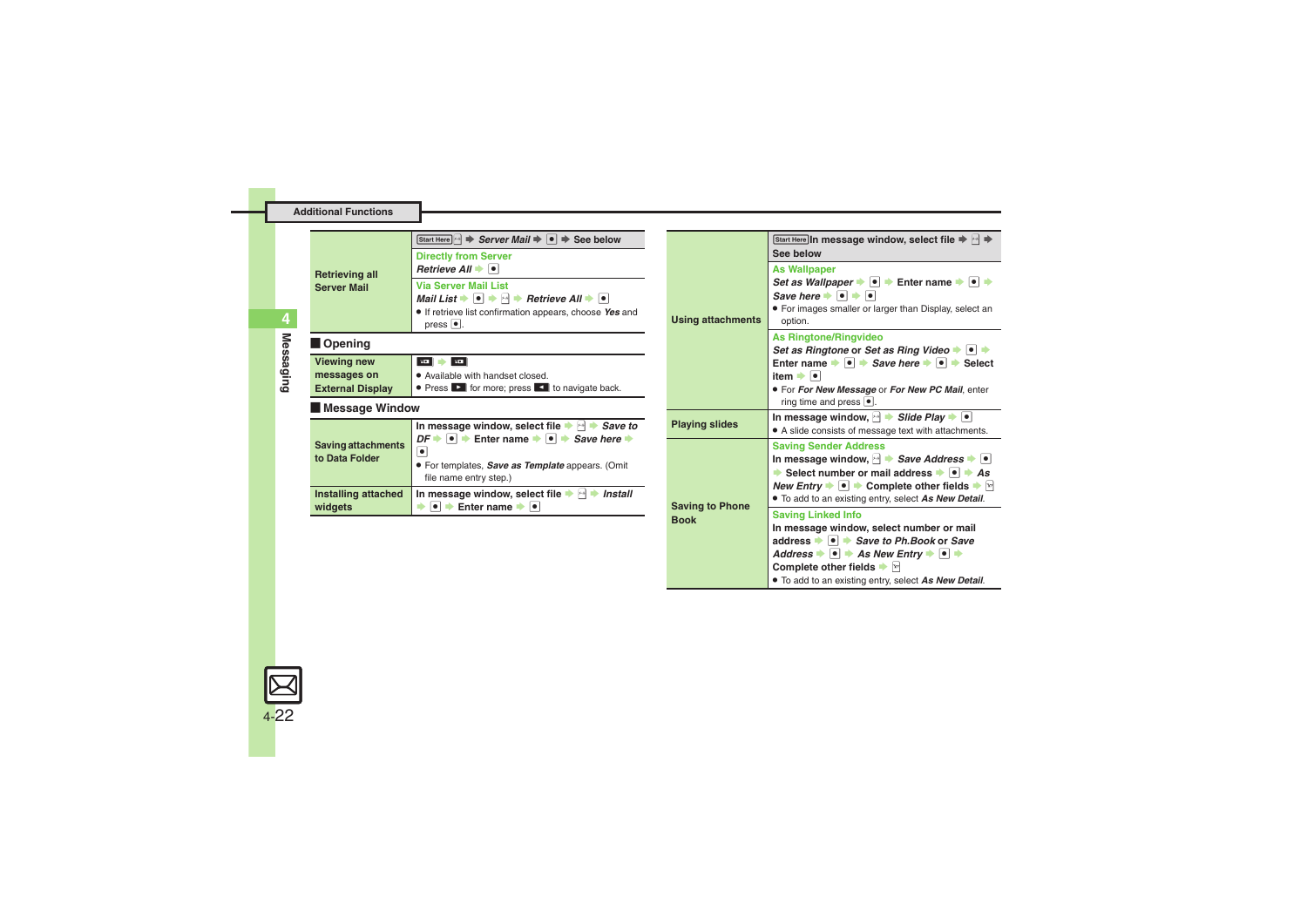## Additional Functions

| | |
|---|---|
| Retrieving all Server Mail | Start Here ✉ ➡ *Server Mail* ➡ ● ➡ See below<br>**Directly from Server**<br>*Retrieve All* ➡ ●<br>**Via Server Mail List**<br>*Mail List* ➡ ● ➡ ✉ ➡ *Retrieve All* ➡ ●<br>• If retrieve list confirmation appears, choose *Yes* and press ●. |

### Opening

| | |
|---|---|
| Viewing new messages on External Display | ▭ ➡ ▭<br>• Available with handset closed.<br>• Press ▶ for more; press ◀ to navigate back. |

### Message Window

| | |
|---|---|
| Saving attachments to Data Folder | In message window, select file ➡ ✉ ➡ *Save to DF* ➡ ● ➡ Enter name ➡ ● ➡ *Save here* ➡ ●<br>• For templates, *Save as Template* appears. (Omit file name entry step.) |
| Installing attached widgets | In message window, select file ➡ ✉ ➡ *Install* ➡ ● ➡ Enter name ➡ ● |
| Using attachments | Start Here In message window, select file ➡ ✉ ➡ See below<br>**As Wallpaper**<br>*Set as Wallpaper* ➡ ● ➡ Enter name ➡ ● ➡ *Save here* ➡ ● ➡ ●<br>• For images smaller or larger than Display, select an option.<br>**As Ringtone/Ringvideo**<br>*Set as Ringtone* or *Set as Ring Video* ➡ ● ➡ Enter name ➡ ● ➡ *Save here* ➡ ● ➡ Select item ➡ ●<br>• For *For New Message* or *For New PC Mail*, enter ring time and press ●. |
| Playing slides | In message window, ✉ ➡ *Slide Play* ➡ ●<br>• A slide consists of message text with attachments. |
| Saving to Phone Book | **Saving Sender Address**<br>In message window, ✉ ➡ *Save Address* ➡ ● ➡ Select number or mail address ➡ ● ➡ *As New Entry* ➡ ● ➡ Complete other fields ➡ ✉<br>• To add to an existing entry, select *As New Detail*.<br>**Saving Linked Info**<br>In message window, select number or mail address ➡ ● ➡ *Save to Ph.Book* or *Save Address* ➡ ● ➡ *As New Entry* ➡ ● ➡ Complete other fields ➡ ✉<br>• To add to an existing entry, select *As New Detail*. |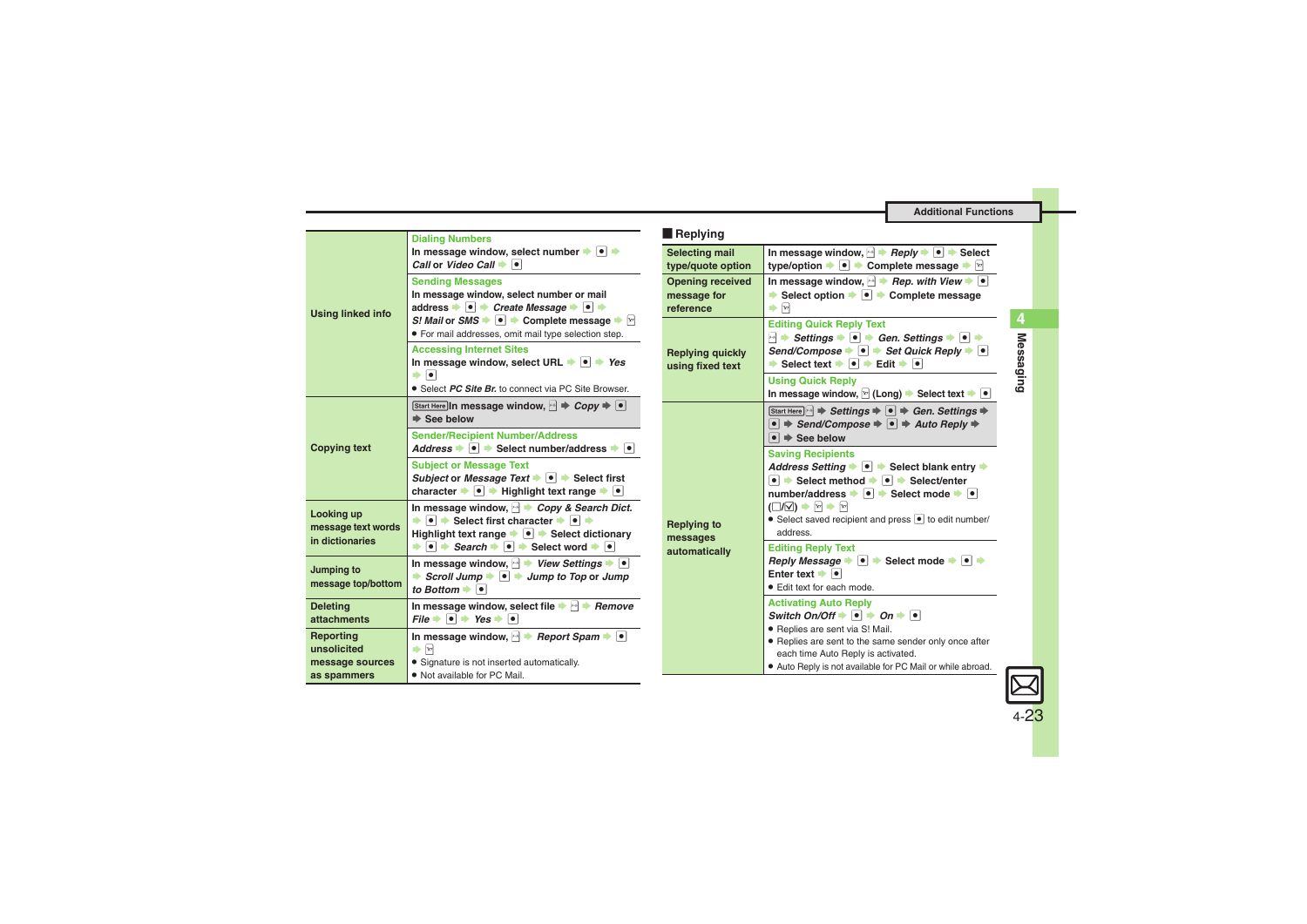## Additional Functions

| | |
|---|---|
| **Using linked info** | **Dialing Numbers**<br>In message window, select number ➡ ● ➡ *Call* or *Video Call* ➡ ● |
| | **Sending Messages**<br>In message window, select number or mail address ➡ ● ➡ *Create Message* ➡ ● ➡ *S! Mail* or *SMS* ➡ ● ➡ Complete message ➡ ✉<br>• For mail addresses, omit mail type selection step. |
| | **Accessing Internet Sites**<br>In message window, select URL ➡ ● ➡ *Yes* ➡ ●<br>• Select *PC Site Br.* to connect via PC Site Browser. |
| **Copying text** | Start Here In message window, ✉ ➡ *Copy* ➡ ● ➡ See below |
| | **Sender/Recipient Number/Address**<br>*Address* ➡ ● ➡ Select number/address ➡ ● |
| | **Subject or Message Text**<br>*Subject* or *Message Text* ➡ ● ➡ Select first character ➡ ● ➡ Highlight text range ➡ ● |
| **Looking up message text words in dictionaries** | In message window, ✉ ➡ *Copy & Search Dict.* ➡ ● ➡ Select first character ➡ ● ➡ Highlight text range ➡ ● ➡ Select dictionary ➡ ● ➡ *Search* ➡ ● ➡ Select word ➡ ● |
| **Jumping to message top/bottom** | In message window, ✉ ➡ *View Settings* ➡ ● ➡ *Scroll Jump* ➡ ● ➡ *Jump to Top* or *Jump to Bottom* ➡ ● |
| **Deleting attachments** | In message window, select file ➡ ✉ ➡ *Remove File* ➡ ● ➡ *Yes* ➡ ● |
| **Reporting unsolicited message sources as spammers** | In message window, ✉ ➡ *Report Spam* ➡ ● ➡ ✉<br>• Signature is not inserted automatically.<br>• Not available for PC Mail. |

## Replying

| | |
|---|---|
| **Selecting mail type/quote option** | In message window, ✉ ➡ *Reply* ➡ ● ➡ Select type/option ➡ ● ➡ Complete message ➡ ✉ |
| **Opening received message for reference** | In message window, ✉ ➡ *Rep. with View* ➡ ● ➡ Select option ➡ ● ➡ Complete message ➡ ✉ |
| **Replying quickly using fixed text** | **Editing Quick Reply Text**<br>✉ ➡ *Settings* ➡ ● ➡ *Gen. Settings* ➡ ● ➡ *Send/Compose* ➡ ● ➡ *Set Quick Reply* ➡ ● ➡ Select text ➡ ● ➡ Edit ➡ ● |
| | **Using Quick Reply**<br>In message window, ✉ (Long) ➡ Select text ➡ ● |
| **Replying to messages automatically** | Start Here ✉ ➡ *Settings* ➡ ● ➡ *Gen. Settings* ➡ ● ➡ *Send/Compose* ➡ ● ➡ *Auto Reply* ➡ ● ➡ See below |
| | **Saving Recipients**<br>*Address Setting* ➡ ● ➡ Select blank entry ➡ ● ➡ Select method ➡ ● ➡ Select/enter number/address ➡ ● ➡ Select mode ➡ ● (☐/☑) ➡ ✉ ➡ ✉<br>• Select saved recipient and press ● to edit number/address. |
| | **Editing Reply Text**<br>*Reply Message* ➡ ● ➡ Select mode ➡ ● ➡ Enter text ➡ ●<br>• Edit text for each mode. |
| | **Activating Auto Reply**<br>*Switch On/Off* ➡ ● ➡ *On* ➡ ●<br>• Replies are sent via S! Mail.<br>• Replies are sent to the same sender only once after each time Auto Reply is activated.<br>• Auto Reply is not available for PC Mail or while abroad. |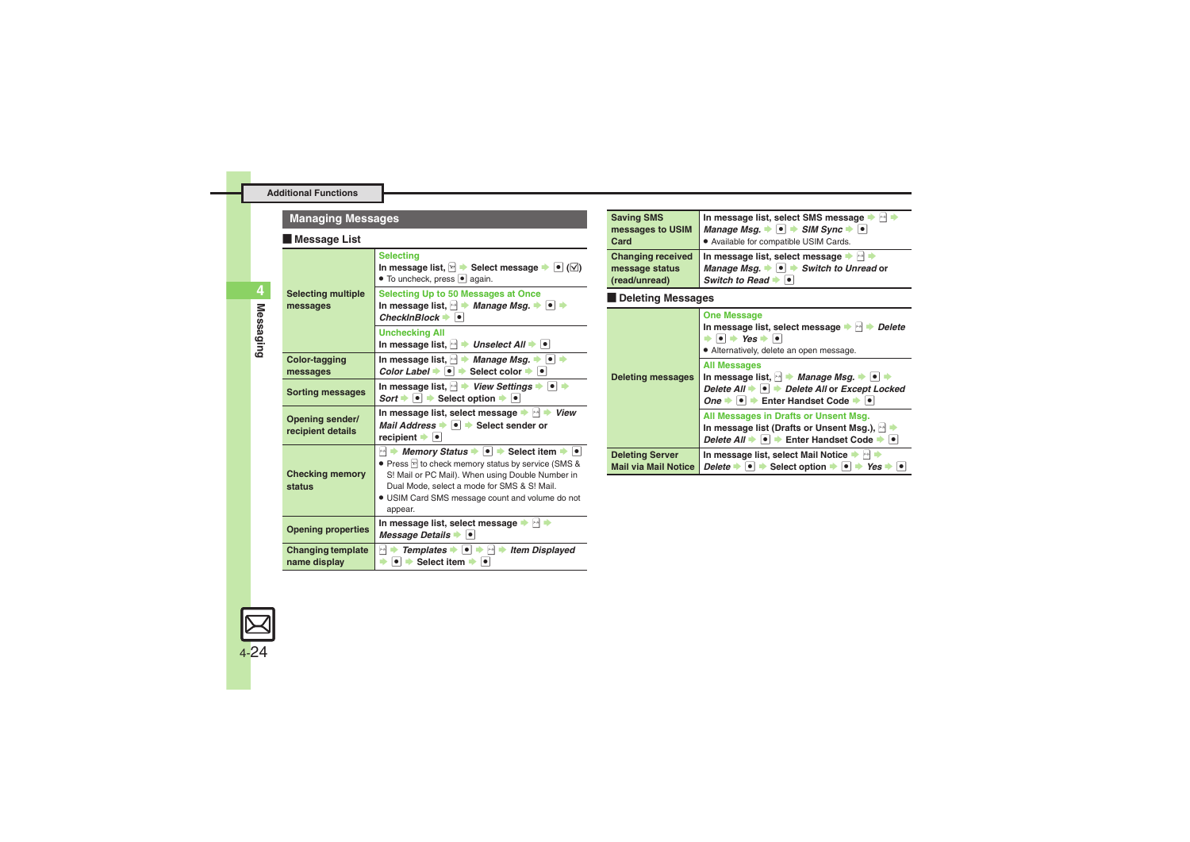## Managing Messages

### Message List

| | |
|---|---|
| Selecting multiple messages | **Selecting**<br>In message list, ✉ → Select message → ● (☑)<br>● To uncheck, press ● again. |
| | **Selecting Up to 50 Messages at Once**<br>In message list, ✉ → *Manage Msg.* → ● → *CheckInBlock* → ● |
| | **Unchecking All**<br>In message list, ✉ → *Unselect All* → ● |
| Color-tagging messages | In message list, ✉ → *Manage Msg.* → ● → *Color Label* → ● → Select color → ● |
| Sorting messages | In message list, ✉ → *View Settings* → ● → *Sort* → ● → Select option → ● |
| Opening sender/recipient details | In message list, select message → ✉ → *View Mail Address* → ● → Select sender or recipient → ● |
| Checking memory status | ✉ → *Memory Status* → ● → Select item → ●<br>● Press ✉ to check memory status by service (SMS & S! Mail or PC Mail). When using Double Number in Dual Mode, select a mode for SMS & S! Mail.<br>● USIM Card SMS message count and volume do not appear. |
| Opening properties | In message list, select message → ✉ → *Message Details* → ● |
| Changing template name display | ✉ → *Templates* → ● → ✉ → *Item Displayed* → ● → Select item → ● |
| Saving SMS messages to USIM Card | In message list, select SMS message → ✉ → *Manage Msg.* → ● → *SIM Sync* → ●<br>● Available for compatible USIM Cards. |
| Changing received message status (read/unread) | In message list, select message → ✉ → *Manage Msg.* → ● → *Switch to Unread* or *Switch to Read* → ● |

### Deleting Messages

| | |
|---|---|
| Deleting messages | **One Message**<br>In message list, select message → ✉ → *Delete* → ● → *Yes* → ●<br>● Alternatively, delete an open message. |
| | **All Messages**<br>In message list, ✉ → *Manage Msg.* → ● → *Delete All* → ● → *Delete All* or *Except Locked One* → ● → Enter Handset Code → ● |
| | **All Messages in Drafts or Unsent Msg.**<br>In message list (Drafts or Unsent Msg.), ✉ → *Delete All* → ● → Enter Handset Code → ● |
| Deleting Server Mail via Mail Notice | In message list, select Mail Notice → ✉ → *Delete* → ● → Select option → ● → *Yes* → ● |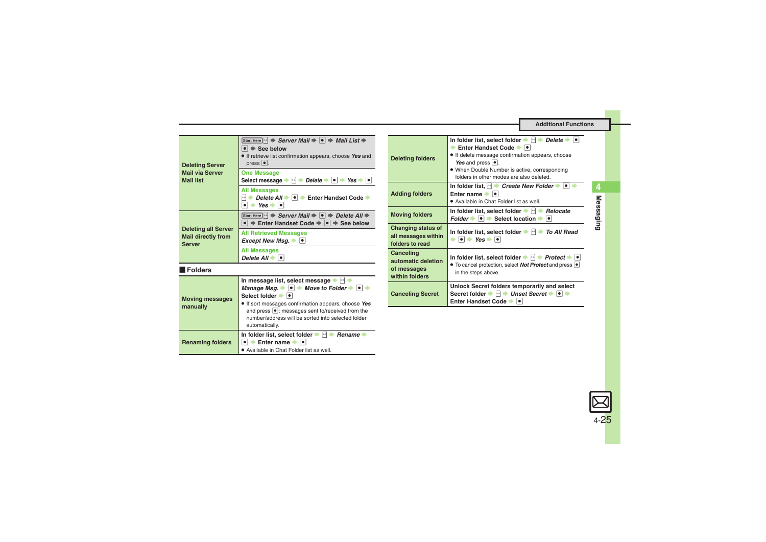| | |
|---|---|
| **Deleting Server Mail via Server Mail list** | Start Here ✉ ➡ *Server Mail* ➡ ● ➡ *Mail List* ➡ ● ➡ **See below**<br>● If retrieve list confirmation appears, choose *Yes* and press ●. |
| | **One Message**<br>Select message ➡ ✉ ➡ *Delete* ➡ ● ➡ *Yes* ➡ ● |
| | **All Messages**<br>✉ ➡ *Delete All* ➡ ● ➡ Enter Handset Code ➡ ● ➡ *Yes* ➡ ● |
| **Deleting all Server Mail directly from Server** | Start Here ✉ ➡ *Server Mail* ➡ ● ➡ *Delete All* ➡ ● ➡ Enter Handset Code ➡ ● ➡ **See below** |
| | **All Retrieved Messages**<br>*Except New Msg.* ➡ ● |
| | **All Messages**<br>*Delete All* ➡ ● |

## Folders

| | |
|---|---|
| **Moving messages manually** | In message list, select message ➡ ✉ ➡ *Manage Msg.* ➡ ● ➡ *Move to Folder* ➡ ● ➡ Select folder ➡ ●<br>● If sort messages confirmation appears, choose *Yes* and press ●; messages sent to/received from the number/address will be sorted into selected folder automatically. |
| **Renaming folders** | In folder list, select folder ➡ ✉ ➡ *Rename* ➡ ● ➡ Enter name ➡ ●<br>● Available in Chat Folder list as well. |
| **Deleting folders** | In folder list, select folder ➡ ✉ ➡ *Delete* ➡ ● ➡ Enter Handset Code ➡ ●<br>● If delete message confirmation appears, choose *Yes* and press ●.<br>● When Double Number is active, corresponding folders in other modes are also deleted. |
| **Adding folders** | In folder list, ✉ ➡ *Create New Folder* ➡ ● ➡ Enter name ➡ ●<br>● Available in Chat Folder list as well. |
| **Moving folders** | In folder list, select folder ➡ ✉ ➡ *Relocate Folder* ➡ ● ➡ Select location ➡ ● |
| **Changing status of all messages within folders to read** | In folder list, select folder ➡ ✉ ➡ *To All Read* ➡ ● ➡ *Yes* ➡ ● |
| **Canceling automatic deletion of messages within folders** | In folder list, select folder ➡ ✉ ➡ *Protect* ➡ ●<br>● To cancel protection, select *Not Protect* and press ● in the steps above. |
| **Canceling Secret** | Unlock Secret folders temporarily and select Secret folder ➡ ✉ ➡ *Unset Secret* ➡ ● ➡ Enter Handset Code ➡ ● |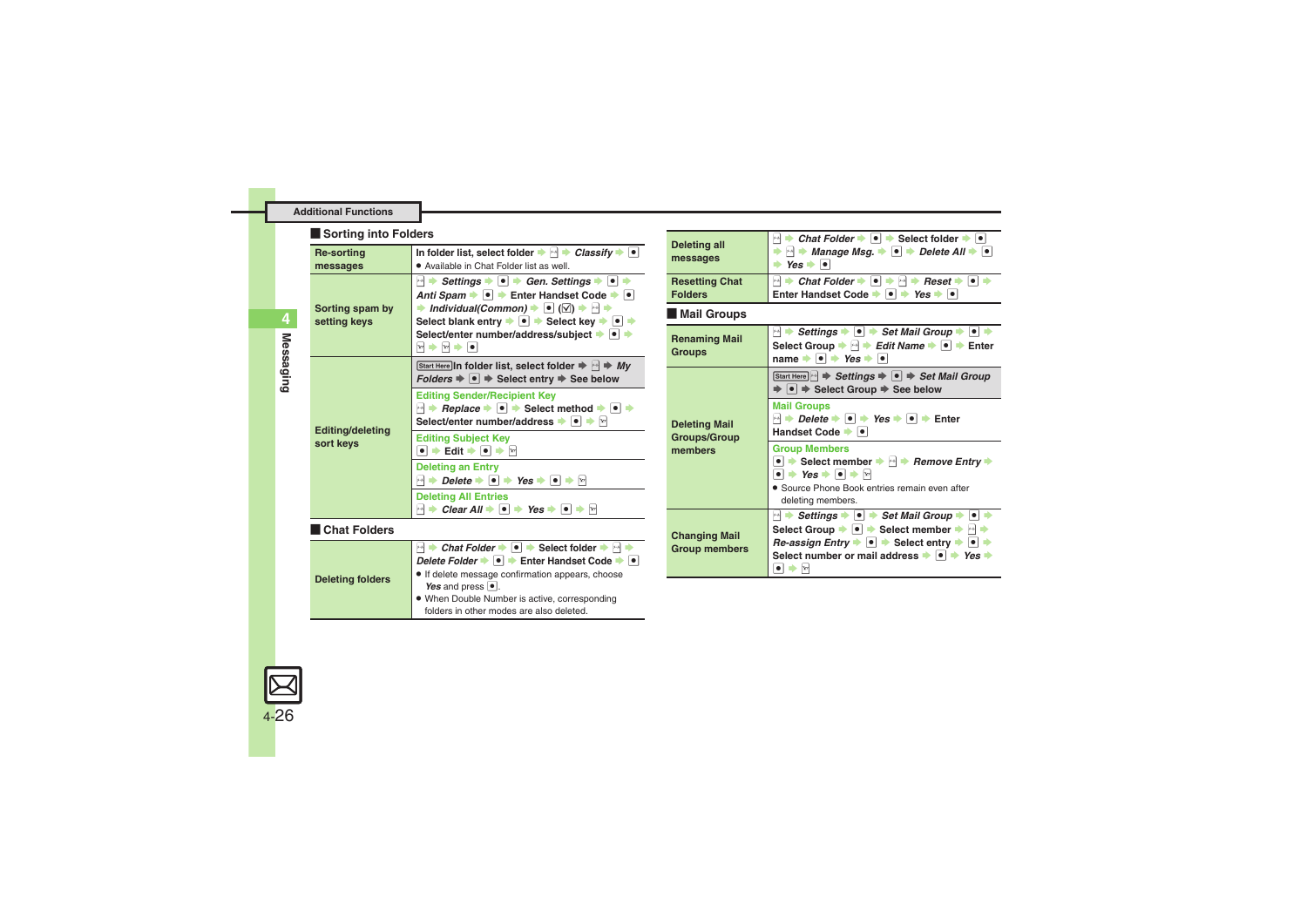Additional Functions

## Sorting into Folders

| | |
|---|---|
| **Re-sorting messages** | In folder list, select folder ➡ ☐ ➡ *Classify* ➡ ● <br> ● Available in Chat Folder list as well. |
| **Sorting spam by setting keys** | ☐ ➡ *Settings* ➡ ● ➡ *Gen. Settings* ➡ ● ➡ *Anti Spam* ➡ ● ➡ Enter Handset Code ➡ ● ➡ *Individual(Common)* ➡ ● (☑) ➡ ☐ ➡ Select blank entry ➡ ● ➡ Select key ➡ ● ➡ Select/enter number/address/subject ➡ ● ➡ ☐ ➡ ☐ ➡ ● |
| **Editing/deleting sort keys** | Start Here In folder list, select folder ➡ ☐ ➡ *My Folders* ➡ ● ➡ Select entry ➡ See below |
| | **Editing Sender/Recipient Key** <br> ☐ ➡ *Replace* ➡ ● ➡ Select method ➡ ● ➡ Select/enter number/address ➡ ● ➡ ☐ |
| | **Editing Subject Key** <br> ● ➡ Edit ➡ ● ➡ ☐ |
| | **Deleting an Entry** <br> ☐ ➡ *Delete* ➡ ● ➡ *Yes* ➡ ● ➡ ☐ |
| | **Deleting All Entries** <br> ☐ ➡ *Clear All* ➡ ● ➡ *Yes* ➡ ● ➡ ☐ |

## Chat Folders

| | |
|---|---|
| **Deleting folders** | ☐ ➡ *Chat Folder* ➡ ● ➡ Select folder ➡ ☐ ➡ *Delete Folder* ➡ ● ➡ Enter Handset Code ➡ ● <br> ● If delete message confirmation appears, choose *Yes* and press ●. <br> ● When Double Number is active, corresponding folders in other modes are also deleted. |
| **Deleting all messages** | ☐ ➡ *Chat Folder* ➡ ● ➡ Select folder ➡ ● ➡ ☐ ➡ *Manage Msg.* ➡ ● ➡ *Delete All* ➡ ● ➡ *Yes* ➡ ● |
| **Resetting Chat Folders** | ☐ ➡ *Chat Folder* ➡ ● ➡ ☐ ➡ *Reset* ➡ ● ➡ Enter Handset Code ➡ ● ➡ *Yes* ➡ ● |

## Mail Groups

| | |
|---|---|
| **Renaming Mail Groups** | ☐ ➡ *Settings* ➡ ● ➡ *Set Mail Group* ➡ ● ➡ Select Group ➡ ☐ ➡ *Edit Name* ➡ ● ➡ Enter name ➡ ● ➡ *Yes* ➡ ● |
| **Deleting Mail Groups/Group members** | Start Here ☐ ➡ *Settings* ➡ ● ➡ *Set Mail Group* ➡ ● ➡ Select Group ➡ See below |
| | **Mail Groups** <br> ☐ ➡ *Delete* ➡ ● ➡ *Yes* ➡ ● ➡ Enter Handset Code ➡ ● |
| | **Group Members** <br> ● ➡ Select member ➡ ☐ ➡ *Remove Entry* ➡ ● ➡ *Yes* ➡ ● ➡ ☐ <br> ● Source Phone Book entries remain even after deleting members. |
| **Changing Mail Group members** | ☐ ➡ *Settings* ➡ ● ➡ *Set Mail Group* ➡ ● ➡ Select Group ➡ ● ➡ Select member ➡ ☐ ➡ *Re-assign Entry* ➡ ● ➡ Select entry ➡ ● ➡ Select number or mail address ➡ ● ➡ *Yes* ➡ ● ➡ ☐ |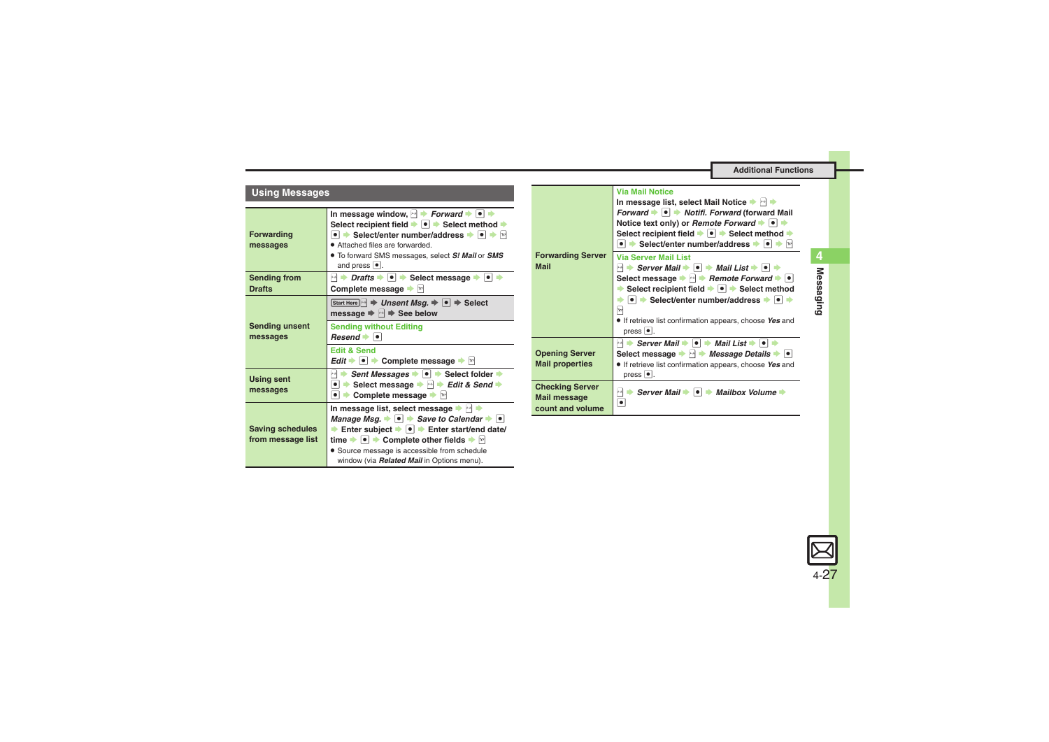## Using Messages

| | |
|---|---|
| Forwarding messages | In message window, ✉ ➡ *Forward* ➡ ● ➡ Select recipient field ➡ ● ➡ Select method ➡ ● ➡ Select/enter number/address ➡ ● ➡ ✉<br>● Attached files are forwarded.<br>● To forward SMS messages, select *S! Mail* or *SMS* and press ●. |
| Sending from Drafts | ✉ ➡ *Drafts* ➡ ● ➡ Select message ➡ ● ➡ Complete message ➡ ✉ |
| Sending unsent messages | Start Here ✉ ➡ *Unsent Msg.* ➡ ● ➡ Select message ➡ ✉ ➡ See below<br>**Sending without Editing**<br>*Resend* ➡ ●<br>**Edit & Send**<br>*Edit* ➡ ● ➡ Complete message ➡ ✉ |
| Using sent messages | ✉ ➡ *Sent Messages* ➡ ● ➡ Select folder ➡ ● ➡ Select message ➡ ✉ ➡ *Edit & Send* ➡ ● ➡ Complete message ➡ ✉ |
| Saving schedules from message list | In message list, select message ➡ ✉ ➡ *Manage Msg.* ➡ ● ➡ *Save to Calendar* ➡ ● ➡ Enter subject ➡ ● ➡ Enter start/end date/time ➡ ● ➡ Complete other fields ➡ ✉<br>● Source message is accessible from schedule window (via *Related Mail* in Options menu). |

## Additional Functions

| | |
|---|---|
| Forwarding Server Mail | **Via Mail Notice**<br>In message list, select Mail Notice ➡ ✉ ➡ *Forward* ➡ ● ➡ *Notifi. Forward* (forward Mail Notice text only) or *Remote Forward* ➡ ● ➡ Select recipient field ➡ ● ➡ Select method ➡ ● ➡ Select/enter number/address ➡ ● ➡ ✉<br>**Via Server Mail List**<br>✉ ➡ *Server Mail* ➡ ● ➡ *Mail List* ➡ ● ➡ Select message ➡ ✉ ➡ *Remote Forward* ➡ ● ➡ Select recipient field ➡ ● ➡ Select method ➡ ● ➡ Select/enter number/address ➡ ● ➡ ✉<br>● If retrieve list confirmation appears, choose *Yes* and press ●. |
| Opening Server Mail message properties | ✉ ➡ *Server Mail* ➡ ● ➡ *Mail List* ➡ ● ➡ Select message ➡ ✉ ➡ *Message Details* ➡ ●<br>● If retrieve list confirmation appears, choose *Yes* and press ●. |
| Checking Server Mail message count and volume | ✉ ➡ *Server Mail* ➡ ● ➡ *Mailbox Volume* ➡ ● |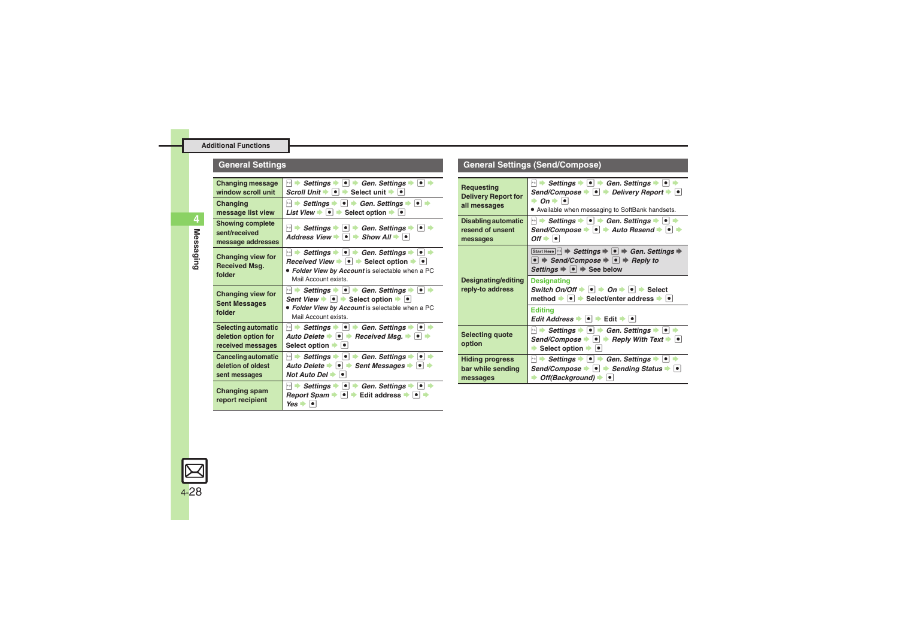## General Settings

| | |
|---|---|
| Changing message window scroll unit | ✉ ➡ *Settings* ➡ ● ➡ *Gen. Settings* ➡ ● ➡ *Scroll Unit* ➡ ● ➡ Select unit ➡ ● |
| Changing message list view | ✉ ➡ *Settings* ➡ ● ➡ *Gen. Settings* ➡ ● ➡ *List View* ➡ ● ➡ Select option ➡ ● |
| Showing complete sent/received message addresses | ✉ ➡ *Settings* ➡ ● ➡ *Gen. Settings* ➡ ● ➡ *Address View* ➡ ● ➡ *Show All* ➡ ● |
| Changing view for Received Msg. folder | ✉ ➡ *Settings* ➡ ● ➡ *Gen. Settings* ➡ ● ➡ *Received View* ➡ ● ➡ Select option ➡ ● <br> ● *Folder View by Account* is selectable when a PC Mail Account exists. |
| Changing view for Sent Messages folder | ✉ ➡ *Settings* ➡ ● ➡ *Gen. Settings* ➡ ● ➡ *Sent View* ➡ ● ➡ Select option ➡ ● <br> ● *Folder View by Account* is selectable when a PC Mail Account exists. |
| Selecting automatic deletion option for received messages | ✉ ➡ *Settings* ➡ ● ➡ *Gen. Settings* ➡ ● ➡ *Auto Delete* ➡ ● ➡ *Received Msg.* ➡ ● ➡ Select option ➡ ● |
| Canceling automatic deletion of oldest sent messages | ✉ ➡ *Settings* ➡ ● ➡ *Gen. Settings* ➡ ● ➡ *Auto Delete* ➡ ● ➡ *Sent Messages* ➡ ● ➡ *Not Auto Del* ➡ ● |
| Changing spam report recipient | ✉ ➡ *Settings* ➡ ● ➡ *Gen. Settings* ➡ ● ➡ *Report Spam* ➡ ● ➡ Edit address ➡ ● ➡ *Yes* ➡ ● |

## General Settings (Send/Compose)

| | |
|---|---|
| Requesting Delivery Report for all messages | ✉ ➡ *Settings* ➡ ● ➡ *Gen. Settings* ➡ ● ➡ *Send/Compose* ➡ ● ➡ *Delivery Report* ➡ ● ➡ *On* ➡ ● <br> ● Available when messaging to SoftBank handsets. |
| Disabling automatic resend of unsent messages | ✉ ➡ *Settings* ➡ ● ➡ *Gen. Settings* ➡ ● ➡ *Send/Compose* ➡ ● ➡ *Auto Resend* ➡ ● ➡ *Off* ➡ ● |
| Designating/editing reply-to address | Start Here ✉ ➡ *Settings* ➡ ● ➡ *Gen. Settings* ➡ ● ➡ *Send/Compose* ➡ ● ➡ *Reply to Settings* ➡ ● ➡ See below <br> **Designating** <br> *Switch On/Off* ➡ ● ➡ *On* ➡ ● ➡ Select method ➡ ● ➡ Select/enter address ➡ ● <br> **Editing** <br> *Edit Address* ➡ ● ➡ Edit ➡ ● |
| Selecting quote option | ✉ ➡ *Settings* ➡ ● ➡ *Gen. Settings* ➡ ● ➡ *Send/Compose* ➡ ● ➡ *Reply With Text* ➡ ● ➡ Select option ➡ ● |
| Hiding progress bar while sending messages | ✉ ➡ *Settings* ➡ ● ➡ *Gen. Settings* ➡ ● ➡ *Send/Compose* ➡ ● ➡ *Sending Status* ➡ ● ➡ *Off(Background)* ➡ ● |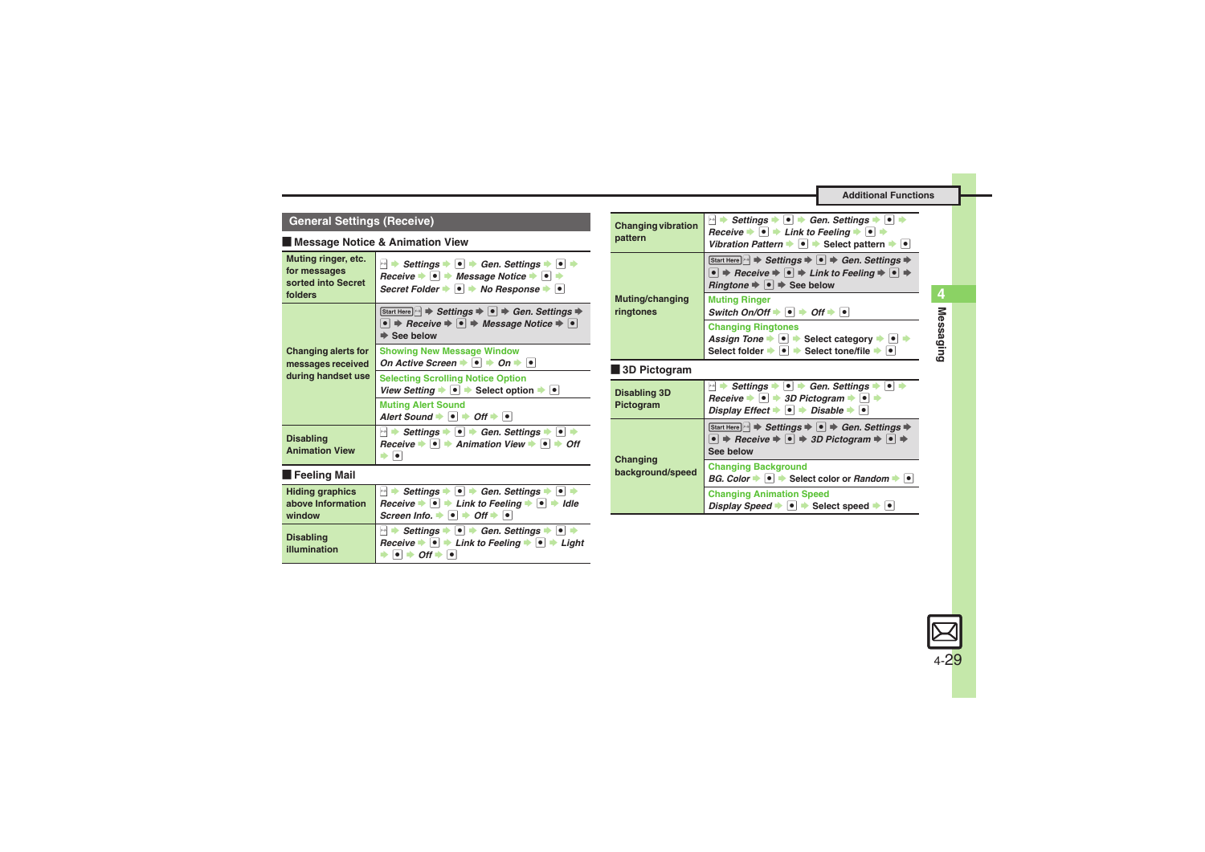## General Settings (Receive)

### Message Notice & Animation View

| | |
|---|---|
| **Muting ringer, etc. for messages sorted into Secret folders** | ✉ ➡ *Settings* ➡ ● ➡ *Gen. Settings* ➡ ● ➡ *Receive* ➡ ● ➡ *Message Notice* ➡ ● ➡ *Secret Folder* ➡ ● ➡ *No Response* ➡ ● |
| **Changing alerts for messages received during handset use** | Start Here ✉ ➡ *Settings* ➡ ● ➡ *Gen. Settings* ➡ ● ➡ *Receive* ➡ ● ➡ *Message Notice* ➡ ● ➡ See below |
| | **Showing New Message Window**<br>*On Active Screen* ➡ ● ➡ *On* ➡ ● |
| | **Selecting Scrolling Notice Option**<br>*View Setting* ➡ ● ➡ Select option ➡ ● |
| | **Muting Alert Sound**<br>*Alert Sound* ➡ ● ➡ *Off* ➡ ● |
| **Disabling Animation View** | ✉ ➡ *Settings* ➡ ● ➡ *Gen. Settings* ➡ ● ➡ *Receive* ➡ ● ➡ *Animation View* ➡ ● ➡ *Off* ➡ ● |

### Feeling Mail

| | |
|---|---|
| **Hiding graphics above Information window** | ✉ ➡ *Settings* ➡ ● ➡ *Gen. Settings* ➡ ● ➡ *Receive* ➡ ● ➡ *Link to Feeling* ➡ ● ➡ *Idle Screen Info.* ➡ ● ➡ *Off* ➡ ● |
| **Disabling illumination** | ✉ ➡ *Settings* ➡ ● ➡ *Gen. Settings* ➡ ● ➡ *Receive* ➡ ● ➡ *Link to Feeling* ➡ ● ➡ *Light* ➡ ● ➡ *Off* ➡ ● |
| **Changing vibration pattern** | ✉ ➡ *Settings* ➡ ● ➡ *Gen. Settings* ➡ ● ➡ *Receive* ➡ ● ➡ *Link to Feeling* ➡ ● ➡ *Vibration Pattern* ➡ ● ➡ Select pattern ➡ ● |
| **Muting/changing ringtones** | Start Here ✉ ➡ *Settings* ➡ ● ➡ *Gen. Settings* ➡ ● ➡ *Receive* ➡ ● ➡ *Link to Feeling* ➡ ● ➡ *Ringtone* ➡ ● ➡ See below |
| | **Muting Ringer**<br>*Switch On/Off* ➡ ● ➡ *Off* ➡ ● |
| | **Changing Ringtones**<br>*Assign Tone* ➡ ● ➡ Select category ➡ ● ➡ Select folder ➡ ● ➡ Select tone/file ➡ ● |

### 3D Pictogram

| | |
|---|---|
| **Disabling 3D Pictogram** | ✉ ➡ *Settings* ➡ ● ➡ *Gen. Settings* ➡ ● ➡ *Receive* ➡ ● ➡ *3D Pictogram* ➡ ● ➡ *Display Effect* ➡ ● ➡ *Disable* ➡ ● |
| **Changing background/speed** | Start Here ✉ ➡ *Settings* ➡ ● ➡ *Gen. Settings* ➡ ● ➡ *Receive* ➡ ● ➡ *3D Pictogram* ➡ ● ➡ See below |
| | **Changing Background**<br>*BG. Color* ➡ ● ➡ Select color or *Random* ➡ ● |
| | **Changing Animation Speed**<br>*Display Speed* ➡ ● ➡ Select speed ➡ ● |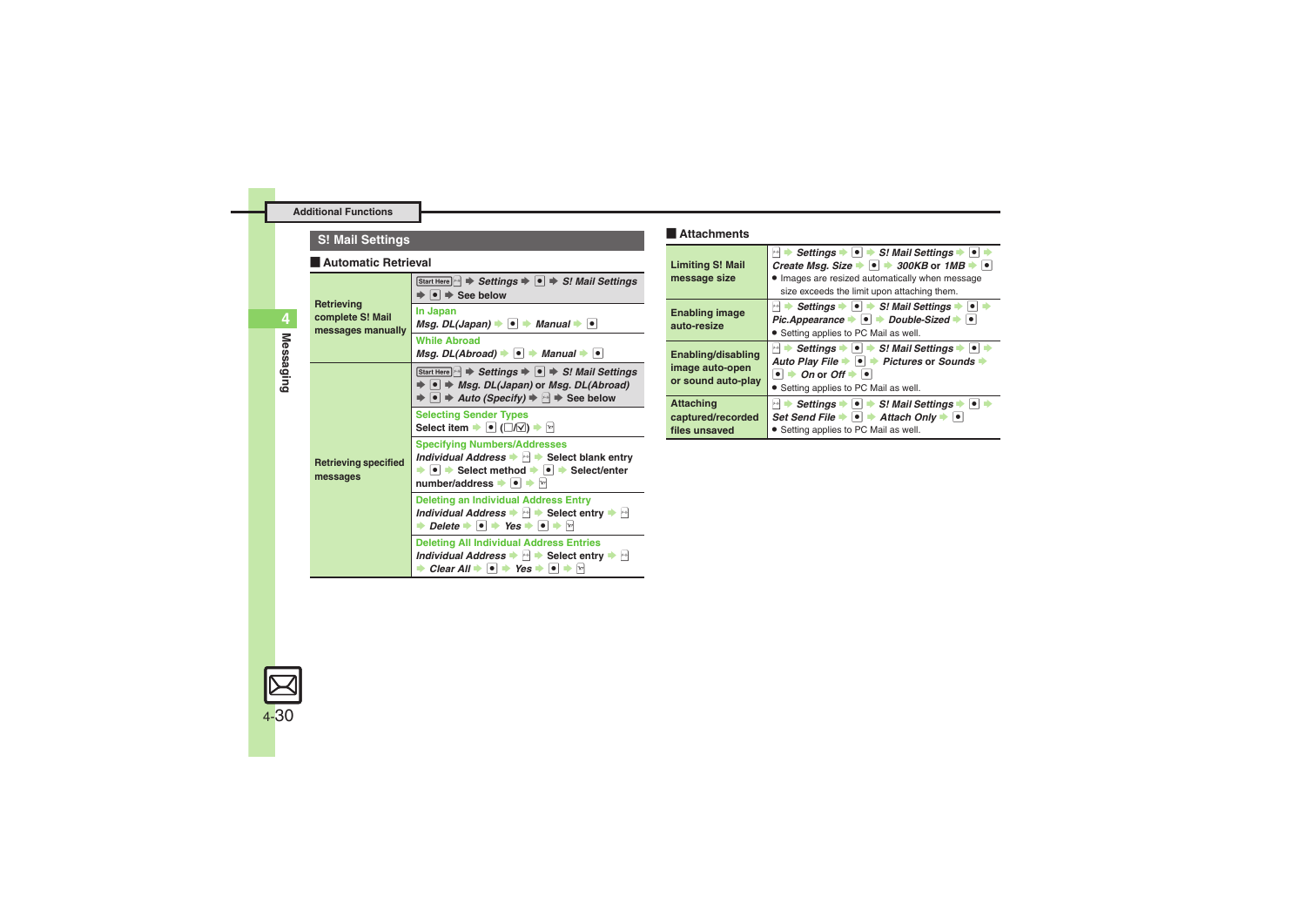## S! Mail Settings

### Automatic Retrieval

| | |
|---|---|
| Retrieving complete S! Mail messages manually | Start Here ✉ ➡ *Settings* ➡ ● ➡ *S! Mail Settings* ➡ ● ➡ See below |
| | **In Japan**<br>*Msg. DL(Japan)* ➡ ● ➡ *Manual* ➡ ● |
| | **While Abroad**<br>*Msg. DL(Abroad)* ➡ ● ➡ *Manual* ➡ ● |
| Retrieving specified messages | Start Here ✉ ➡ *Settings* ➡ ● ➡ *S! Mail Settings* ➡ ● ➡ *Msg. DL(Japan)* or *Msg. DL(Abroad)* ➡ ● ➡ *Auto (Specify)* ➡ ✉ ➡ See below |
| | **Selecting Sender Types**<br>Select item ➡ ● (☐/☑) ➡ ✉ |
| | **Specifying Numbers/Addresses**<br>*Individual Address* ➡ ✉ ➡ Select blank entry ➡ ● ➡ Select method ➡ ● ➡ Select/enter number/address ➡ ● ➡ ✉ |
| | **Deleting an Individual Address Entry**<br>*Individual Address* ➡ ✉ ➡ Select entry ➡ ✉ ➡ *Delete* ➡ ● ➡ *Yes* ➡ ● ➡ ✉ |
| | **Deleting All Individual Address Entries**<br>*Individual Address* ➡ ✉ ➡ Select entry ➡ ✉ ➡ *Clear All* ➡ ● ➡ *Yes* ➡ ● ➡ ✉ |

### Attachments

| | |
|---|---|
| Limiting S! Mail message size | ✉ ➡ *Settings* ➡ ● ➡ *S! Mail Settings* ➡ ● ➡ *Create Msg. Size* ➡ ● ➡ *300KB* or *1MB* ➡ ●<br>• Images are resized automatically when message size exceeds the limit upon attaching them. |
| Enabling image auto-resize | ✉ ➡ *Settings* ➡ ● ➡ *S! Mail Settings* ➡ ● ➡ *Pic.Appearance* ➡ ● ➡ *Double-Sized* ➡ ●<br>• Setting applies to PC Mail as well. |
| Enabling/disabling image auto-open or sound auto-play | ✉ ➡ *Settings* ➡ ● ➡ *S! Mail Settings* ➡ ● ➡ *Auto Play File* ➡ ● ➡ *Pictures* or *Sounds* ➡ ● ➡ *On* or *Off* ➡ ●<br>• Setting applies to PC Mail as well. |
| Attaching captured/recorded files unsaved | ✉ ➡ *Settings* ➡ ● ➡ *S! Mail Settings* ➡ ● ➡ *Set Send File* ➡ ● ➡ *Attach Only* ➡ ●<br>• Setting applies to PC Mail as well. |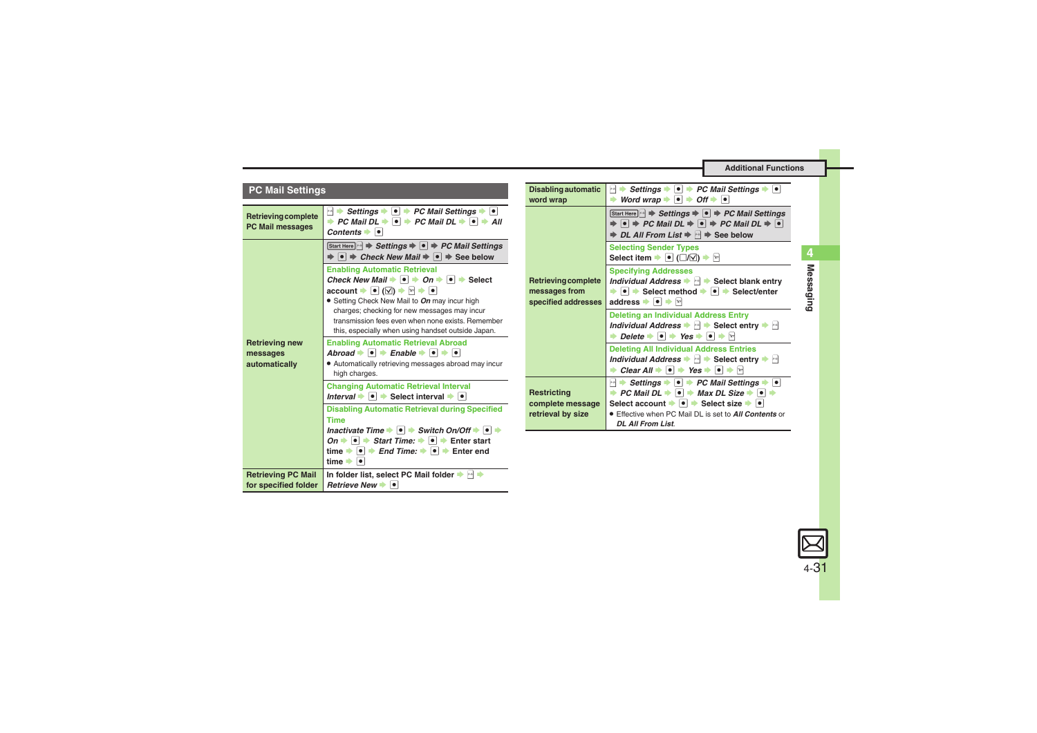## PC Mail Settings

| | |
|---|---|
| **Retrieving complete PC Mail messages** | ✉ ➡ *Settings* ➡ ● ➡ *PC Mail Settings* ➡ ● ➡ *PC Mail DL* ➡ ● ➡ *PC Mail DL* ➡ ● ➡ *All Contents* ➡ ● |
| **Retrieving new messages automatically** | Start Here ✉ ➡ *Settings* ➡ ● ➡ *PC Mail Settings* ➡ ● ➡ *Check New Mail* ➡ ● ➡ See below |
| | **Enabling Automatic Retrieval**<br>*Check New Mail* ➡ ● ➡ *On* ➡ ● ➡ Select account ➡ ● (☑) ➡ ✉ ➡ ●<br>● Setting Check New Mail to *On* may incur high charges; checking for new messages may incur transmission fees even when none exists. Remember this, especially when using handset outside Japan. |
| | **Enabling Automatic Retrieval Abroad**<br>*Abroad* ➡ ● ➡ *Enable* ➡ ● ➡ ●<br>● Automatically retrieving messages abroad may incur high charges. |
| | **Changing Automatic Retrieval Interval**<br>*Interval* ➡ ● ➡ Select interval ➡ ● |
| | **Disabling Automatic Retrieval during Specified Time**<br>*Inactivate Time* ➡ ● ➡ *Switch On/Off* ➡ ● ➡ *On* ➡ ● ➡ *Start Time:* ➡ ● ➡ Enter start time ➡ ● ➡ *End Time:* ➡ ● ➡ Enter end time ➡ ● |
| **Retrieving PC Mail for specified folder** | In folder list, select PC Mail folder ➡ ✉ ➡ *Retrieve New* ➡ ● |

| | |
|---|---|
| **Disabling automatic word wrap** | ✉ ➡ *Settings* ➡ ● ➡ *PC Mail Settings* ➡ ● ➡ *Word wrap* ➡ ● ➡ *Off* ➡ ● |
| **Retrieving complete messages from specified addresses** | Start Here ✉ ➡ *Settings* ➡ ● ➡ *PC Mail Settings* ➡ ● ➡ *PC Mail DL* ➡ ● ➡ *PC Mail DL* ➡ ● ➡ *DL All From List* ➡ ✉ ➡ See below |
| | **Selecting Sender Types**<br>Select item ➡ ● (☐/☑) ➡ ✉ |
| | **Specifying Addresses**<br>*Individual Address* ➡ ✉ ➡ Select blank entry ➡ ● ➡ Select method ➡ ● ➡ Select/enter address ➡ ● ➡ ✉ |
| | **Deleting an Individual Address Entry**<br>*Individual Address* ➡ ✉ ➡ Select entry ➡ ✉ ➡ *Delete* ➡ ● ➡ *Yes* ➡ ● ➡ ✉ |
| | **Deleting All Individual Address Entries**<br>*Individual Address* ➡ ✉ ➡ Select entry ➡ ✉ ➡ *Clear All* ➡ ● ➡ *Yes* ➡ ● ➡ ✉ |
| **Restricting complete message retrieval by size** | ✉ ➡ *Settings* ➡ ● ➡ *PC Mail Settings* ➡ ● ➡ *PC Mail DL* ➡ ● ➡ *Max DL Size* ➡ ● ➡ Select account ➡ ● ➡ Select size ➡ ●<br>● Effective when PC Mail DL is set to *All Contents* or *DL All From List*. |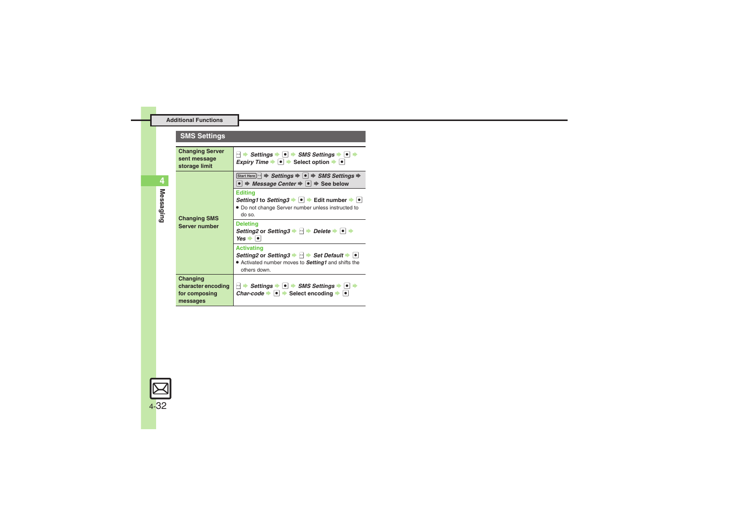## Additional Functions

### SMS Settings

| | |
|---|---|
| **Changing Server sent message storage limit** | ✉ ➡ *Settings* ➡ ● ➡ *SMS Settings* ➡ ● ➡ *Expiry Time* ➡ ● ➡ Select option ➡ ● |
| **Changing SMS Server number** | Start Here ✉ ➡ *Settings* ➡ ● ➡ *SMS Settings* ➡ ● ➡ *Message Center* ➡ ● ➡ See below<br><br>**Editing**<br>*Setting1* to *Setting3* ➡ ● ➡ Edit number ➡ ●<br>● Do not change Server number unless instructed to do so.<br><br>**Deleting**<br>*Setting2* or *Setting3* ➡ ✉ ➡ *Delete* ➡ ● ➡ *Yes* ➡ ●<br><br>**Activating**<br>*Setting2* or *Setting3* ➡ ✉ ➡ *Set Default* ➡ ●<br>● Activated number moves to *Setting1* and shifts the others down. |
| **Changing character encoding for composing messages** | ✉ ➡ *Settings* ➡ ● ➡ *SMS Settings* ➡ ● ➡ *Char-code* ➡ ● ➡ Select encoding ➡ ● |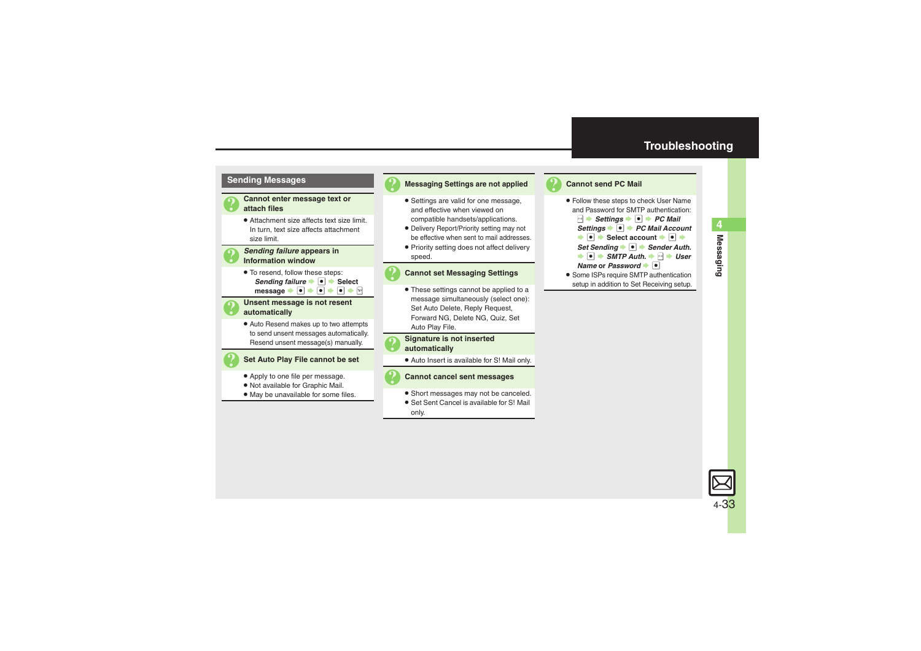# Troubleshooting

## Sending Messages

### Cannot enter message text or attach files

- Attachment size affects text size limit. In turn, text size affects attachment size limit.

### *Sending failure* appears in Information window

- To resend, follow these steps:
  *Sending failure* ➡ ● ➡ **Select message** ➡ ● ➡ ● ➡ ● ➡ ✉

### Unsent message is not resent automatically

- Auto Resend makes up to two attempts to send unsent messages automatically. Resend unsent message(s) manually.

### Set Auto Play File cannot be set

- Apply to one file per message.
- Not available for Graphic Mail.
- May be unavailable for some files.

### Messaging Settings are not applied

- Settings are valid for one message, and effective when viewed on compatible handsets/applications.
- Delivery Report/Priority setting may not be effective when sent to mail addresses.
- Priority setting does not affect delivery speed.

### Cannot set Messaging Settings

- These settings cannot be applied to a message simultaneously (select one): Set Auto Delete, Reply Request, Forward NG, Delete NG, Quiz, Set Auto Play File.

### Signature is not inserted automatically

- Auto Insert is available for S! Mail only.

### Cannot cancel sent messages

- Short messages may not be canceled.
- Set Sent Cancel is available for S! Mail only.

### Cannot send PC Mail

- Follow these steps to check User Name and Password for SMTP authentication:
  ✉ ➡ *Settings* ➡ ● ➡ *PC Mail Settings* ➡ ● ➡ *PC Mail Account* ➡ ● ➡ **Select account** ➡ ● ➡ *Set Sending* ➡ ● ➡ *Sender Auth.* ➡ ● ➡ *SMTP Auth.* ➡ ✉ ➡ *User Name* or *Password* ➡ ●
- Some ISPs require SMTP authentication setup in addition to Set Receiving setup.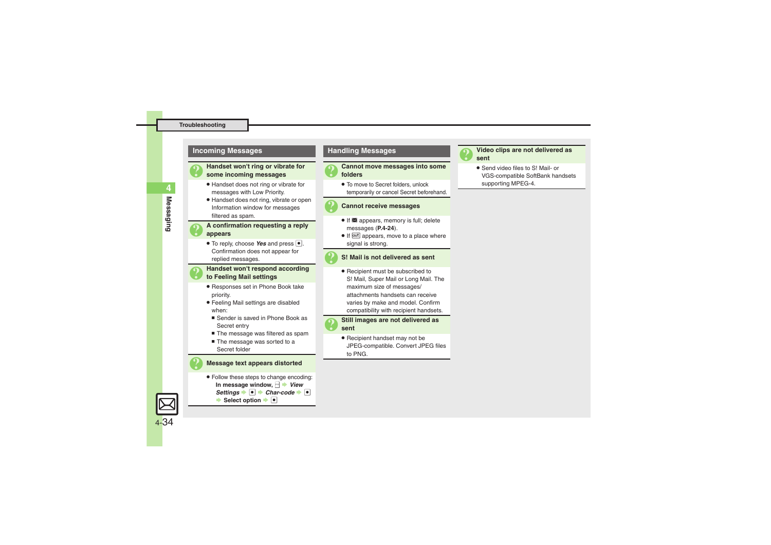## Incoming Messages

### Handset won't ring or vibrate for some incoming messages

- Handset does not ring or vibrate for messages with Low Priority.
- Handset does not ring, vibrate or open Information window for messages filtered as spam.

### A confirmation requesting a reply appears

- To reply, choose *Yes* and press ●. Confirmation does not appear for replied messages.

### Handset won't respond according to Feeling Mail settings

- Responses set in Phone Book take priority.
- Feeling Mail settings are disabled when:
  - Sender is saved in Phone Book as Secret entry
  - The message was filtered as spam
  - The message was sorted to a Secret folder

### Message text appears distorted

- Follow these steps to change encoding:
  **In message window,** ✉ ➡ ***View Settings*** ➡ ● ➡ ***Char-code*** ➡ ● ➡ **Select option** ➡ ●

## Handling Messages

### Cannot move messages into some folders

- To move to Secret folders, unlock temporarily or cancel Secret beforehand.

### Cannot receive messages

- If ✉ appears, memory is full; delete messages (**P.4-24**).
- If out appears, move to a place where signal is strong.

### S! Mail is not delivered as sent

- Recipient must be subscribed to S! Mail, Super Mail or Long Mail. The maximum size of messages/attachments handsets can receive varies by make and model. Confirm compatibility with recipient handsets.

### Still images are not delivered as sent

- Recipient handset may not be JPEG-compatible. Convert JPEG files to PNG.

### Video clips are not delivered as sent

- Send video files to S! Mail- or VGS-compatible SoftBank handsets supporting MPEG-4.